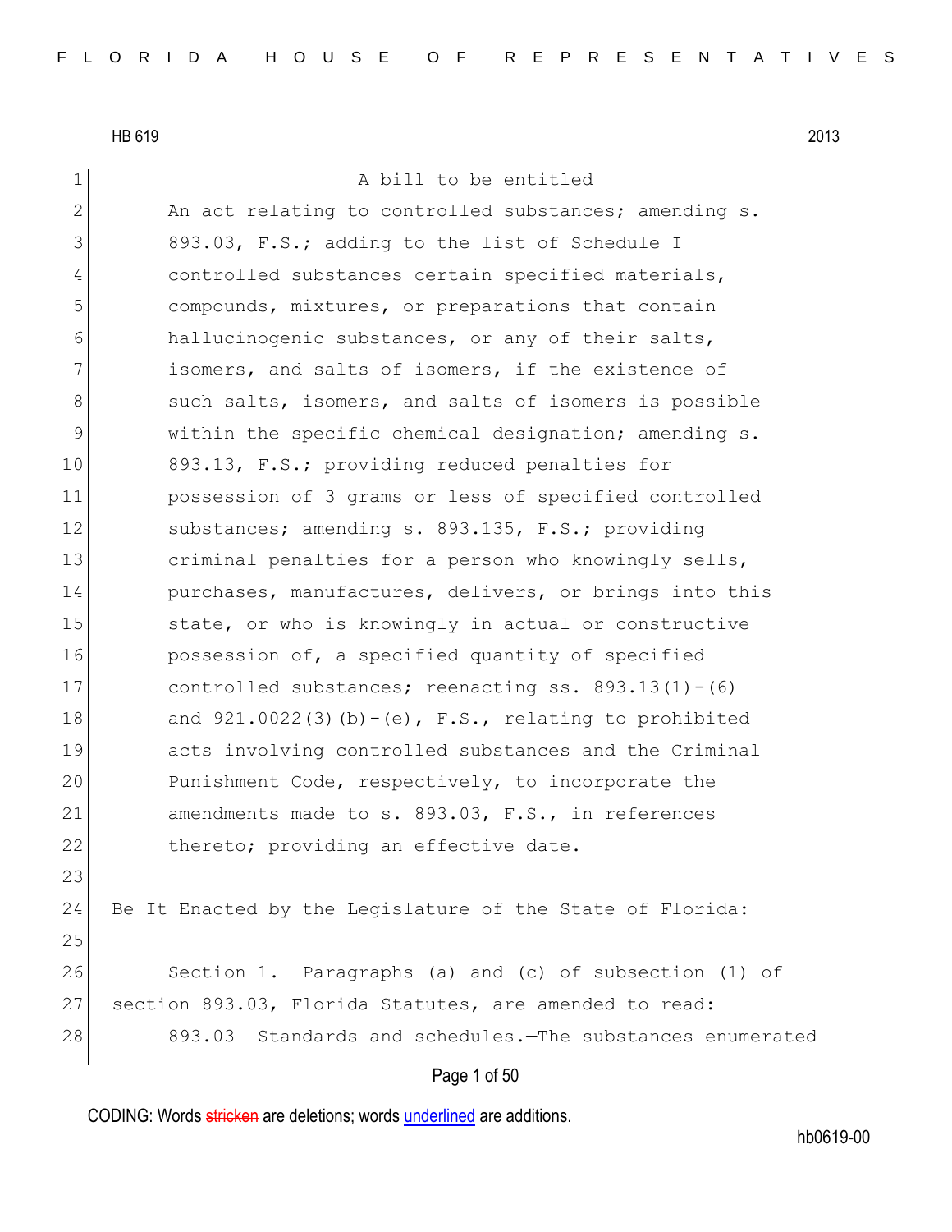HB 619 2013

A bill to be entitled

An act relating to controlled substances; amending s. 893.03, F.S.; adding to the list of Schedule I controlled substances certain specified materials, compounds, mixtures, or preparations that contain hallucinogenic substances, or any of their salts, isomers, and salts of isomers, if the existence of such salts, isomers, and salts of isomers is possible within the specific chemical designation; amending s. 893.13, F.S.; providing reduced penalties for possession of 3 grams or less of specified controlled substances; amending s. 893.135, F.S.; providing criminal penalties for a person who knowingly sells, purchases, manufactures, delivers, or brings into this state, or who is knowingly in actual or constructive possession of, a specified quantity of specified controlled substances; reenacting ss. 893.13(1)-(6) and 921.0022(3)(b)-(e), F.S., relating to prohibited acts involving controlled substances and the Criminal Punishment Code, respectively, to incorporate the amendments made to s. 893.03, F.S., in references thereto; providing an effective date.

Be It Enacted by the Legislature of the State of Florida:

Section 1. Paragraphs (a) and (c) of subsection (1) of section 893.03, Florida Statutes, are amended to read:

893.03 Standards and schedules.—The substances enumerated

CODING: Words stricken are deletions; words underlined are additions.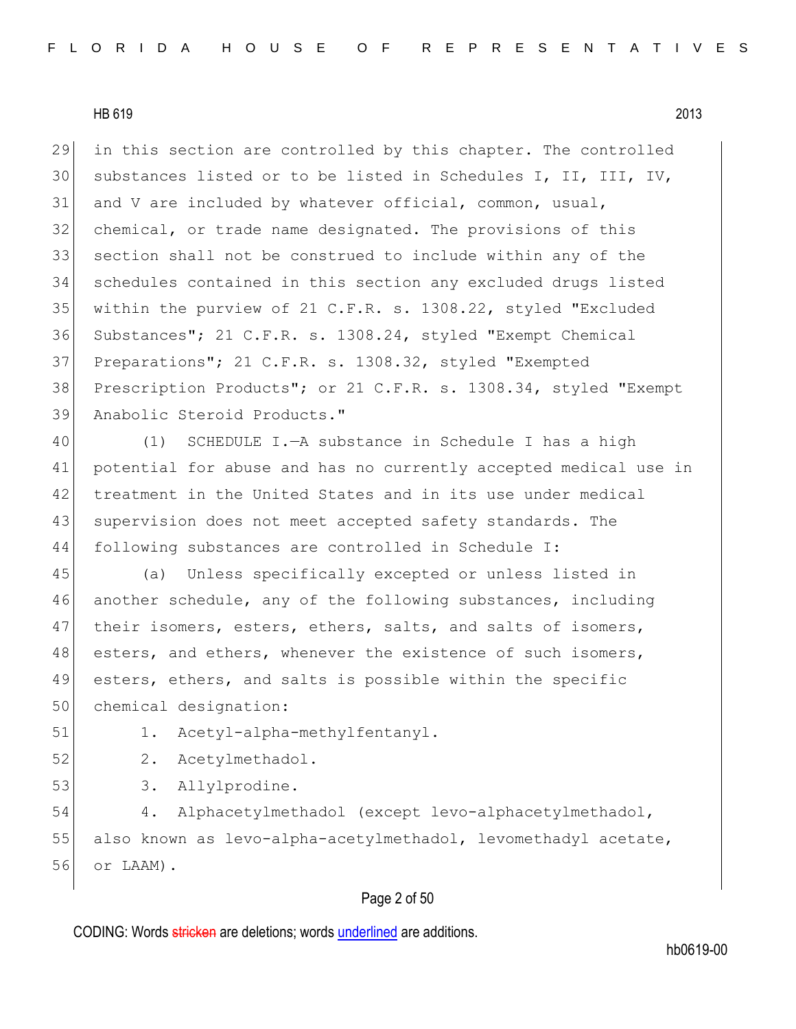in this section are controlled by this chapter. The controlled substances listed or to be listed in Schedules I, II, III, IV, and V are included by whatever official, common, usual, chemical, or trade name designated. The provisions of this section shall not be construed to include within any of the schedules contained in this section any excluded drugs listed within the purview of 21 C.F.R. s. 1308.22, styled "Excluded Substances"; 21 C.F.R. s. 1308.24, styled "Exempt Chemical Preparations"; 21 C.F.R. s. 1308.32, styled "Exempted Prescription Products"; or 21 C.F.R. s. 1308.34, styled "Exempt Anabolic Steroid Products."

(1) SCHEDULE I.—A substance in Schedule I has a high potential for abuse and has no currently accepted medical use in treatment in the United States and in its use under medical supervision does not meet accepted safety standards. The following substances are controlled in Schedule I:

(a) Unless specifically excepted or unless listed in another schedule, any of the following substances, including their isomers, esters, ethers, salts, and salts of isomers, esters, and ethers, whenever the existence of such isomers, esters, ethers, and salts is possible within the specific chemical designation:

1. Acetyl-alpha-methylfentanyl.

2. Acetylmethadol.

3. Allylprodine.

4. Alphacetylmethadol (except levo-alphacetylmethadol, also known as levo-alpha-acetylmethadol, levomethadyl acetate, or LAAM).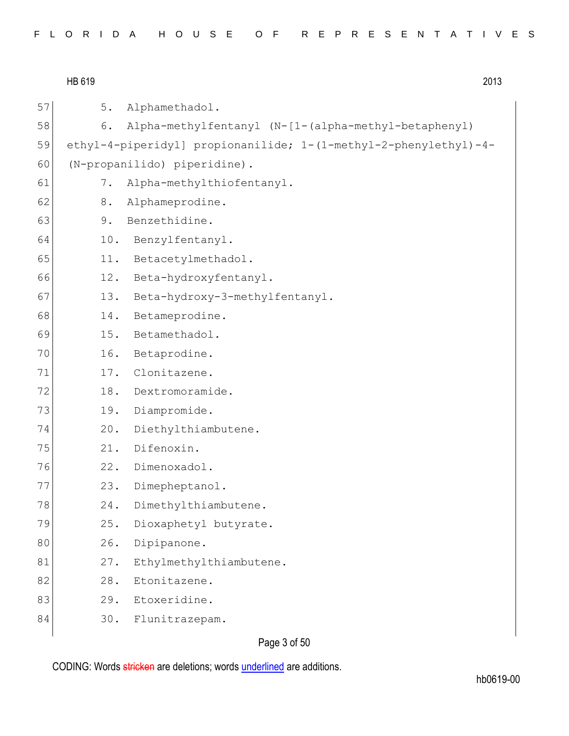5. Alphamethadol.

6. Alpha-methylfentanyl (N-[1-(alpha-methyl-betaphenyl) ethyl-4-piperidyl] propionanilide; 1-(1-methyl-2-phenylethyl)-4-(N-propanilido) piperidine).

7. Alpha-methylthiofentanyl.

8. Alphameprodine.

9. Benzethidine.

10. Benzylfentanyl.

11. Betacetylmethadol.

12. Beta-hydroxyfentanyl.

13. Beta-hydroxy-3-methylfentanyl.

14. Betameprodine.

15. Betamethadol.

16. Betaprodine.

17. Clonitazene.

18. Dextromoramide.

19. Diampromide.

20. Diethylthiambutene.

21. Difenoxin.

22. Dimenoxadol.

23. Dimepheptanol.

24. Dimethylthiambutene.

25. Dioxaphetyl butyrate.

26. Dipipanone.

27. Ethylmethylthiambutene.

28. Etonitazene.

29. Etoxeridine.

30. Flunitrazepam.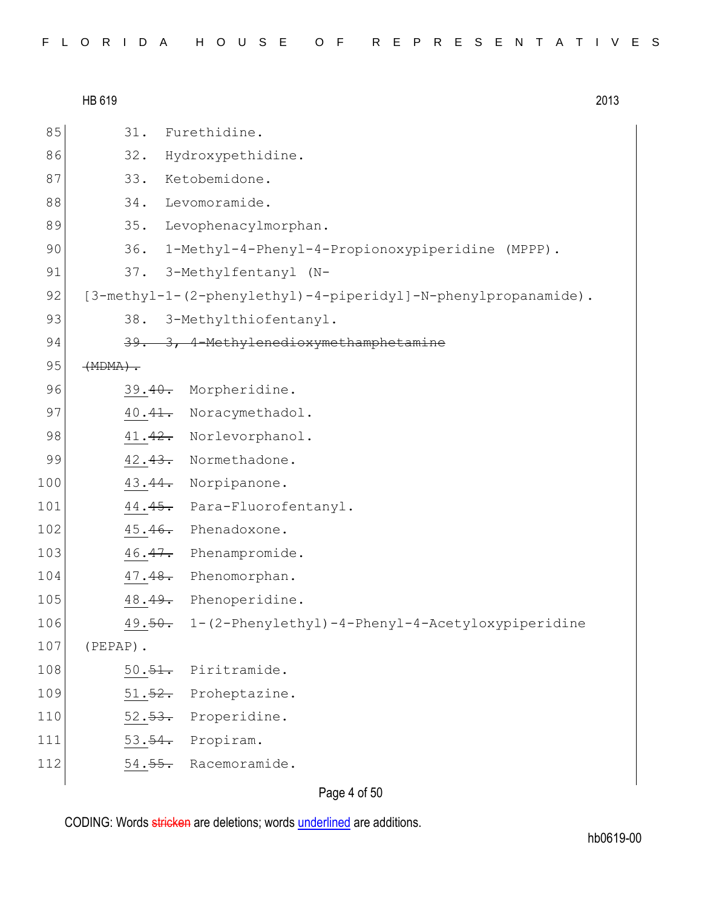85 31. Furethidine.

86 32. Hydroxypethidine.

87 33. Ketobemidone.

88 34. Levomoramide.

89 35. Levophenacylmorphan.

90 36. 1-Methyl-4-Phenyl-4-Propionoxypiperidine (MPPP).

91 37. 3-Methylfentanyl (N-

92 [3-methyl-1-(2-phenylethyl)-4-piperidyl]-N-phenylpropanamide).

93 38. 3-Methylthiofentanyl.

94 ~~39. 3, 4-Methylenedioxymethamphetamine~~

95 ~~(MDMA).~~

96 <u>39.</u>~~40.~~ Morpheridine.

97 <u>40.</u>~~41.~~ Noracymethadol.

98 <u>41.</u>~~42.~~ Norlevorphanol.

99 <u>42.</u>~~43.~~ Normethadone.

100 <u>43.</u>~~44.~~ Norpipanone.

101 <u>44.</u>~~45.~~ Para-Fluorofentanyl.

102 <u>45.</u>~~46.~~ Phenadoxone.

103 <u>46.</u>~~47.~~ Phenampromide.

104 <u>47.</u>~~48.~~ Phenomorphan.

105 <u>48.</u>~~49.~~ Phenoperidine.

106 <u>49.</u>~~50.~~ 1-(2-Phenylethyl)-4-Phenyl-4-Acetyloxypiperidine

107 (PEPAP).

108 <u>50.</u>~~51.~~ Piritramide.

109 <u>51.</u>~~52.~~ Proheptazine.

110 <u>52.</u>~~53.~~ Properidine.

111 <u>53.</u>~~54.~~ Propiram.

112 <u>54.</u>~~55.~~ Racemoramide.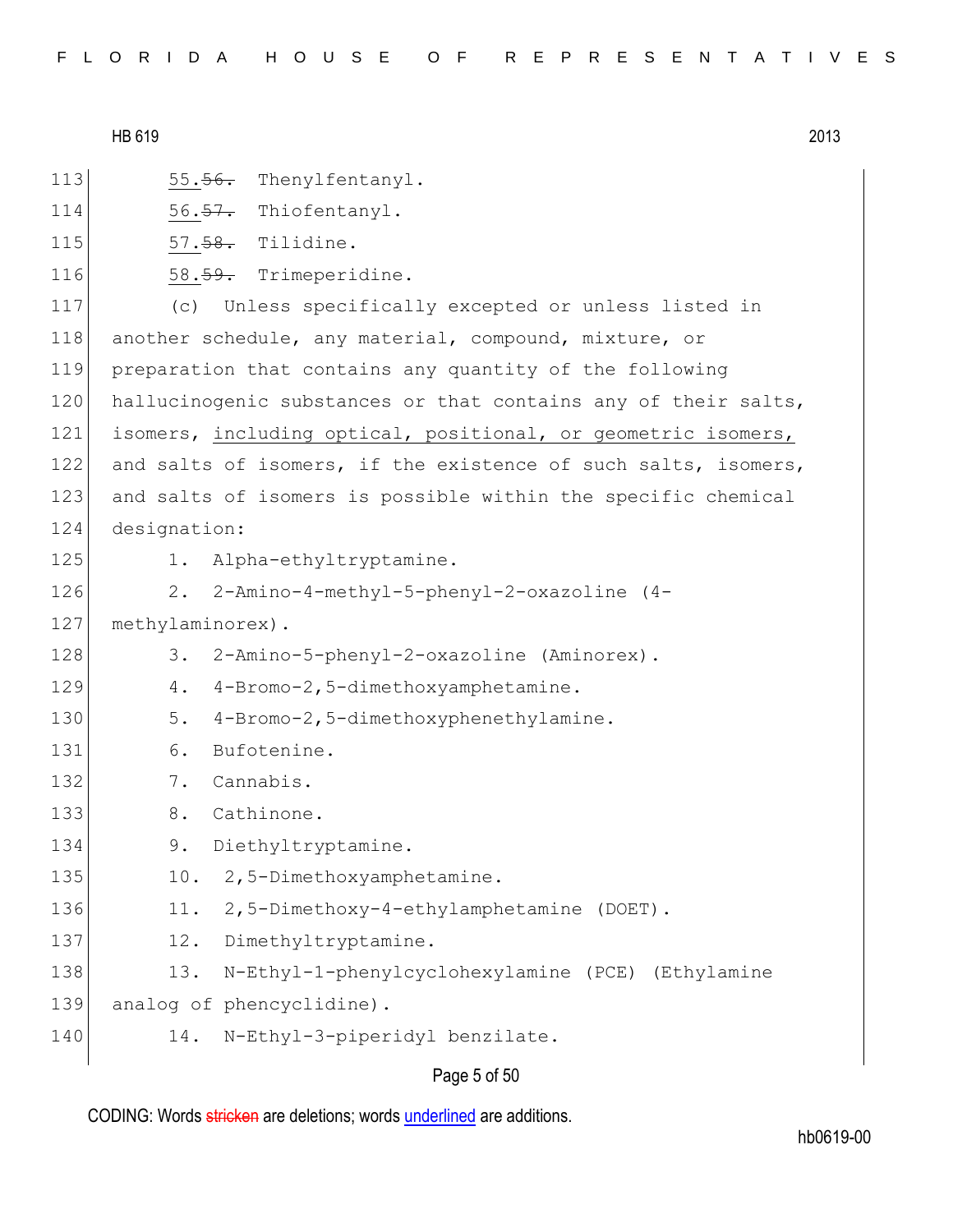113 55.~~56.~~ Thenylfentanyl.

114 56.~~57.~~ Thiofentanyl.

115 57.~~58.~~ Tilidine.

116 58.~~59.~~ Trimeperidine.

117 (c) Unless specifically excepted or unless listed in
118 another schedule, any material, compound, mixture, or
119 preparation that contains any quantity of the following
120 hallucinogenic substances or that contains any of their salts,
121 isomers, <u>including optical, positional, or geometric isomers,</u>
122 and salts of isomers, if the existence of such salts, isomers,
123 and salts of isomers is possible within the specific chemical
124 designation:

125 1. Alpha-ethyltryptamine.

126 2. 2-Amino-4-methyl-5-phenyl-2-oxazoline (4-
127 methylaminorex).

128 3. 2-Amino-5-phenyl-2-oxazoline (Aminorex).

129 4. 4-Bromo-2,5-dimethoxyamphetamine.

130 5. 4-Bromo-2,5-dimethoxyphenethylamine.

131 6. Bufotenine.

132 7. Cannabis.

133 8. Cathinone.

134 9. Diethyltryptamine.

135 10. 2,5-Dimethoxyamphetamine.

136 11. 2,5-Dimethoxy-4-ethylamphetamine (DOET).

137 12. Dimethyltryptamine.

138 13. N-Ethyl-1-phenylcyclohexylamine (PCE) (Ethylamine
139 analog of phencyclidine).

140 14. N-Ethyl-3-piperidyl benzilate.

CODING: Words ~~stricken~~ are deletions; words <u>underlined</u> are additions.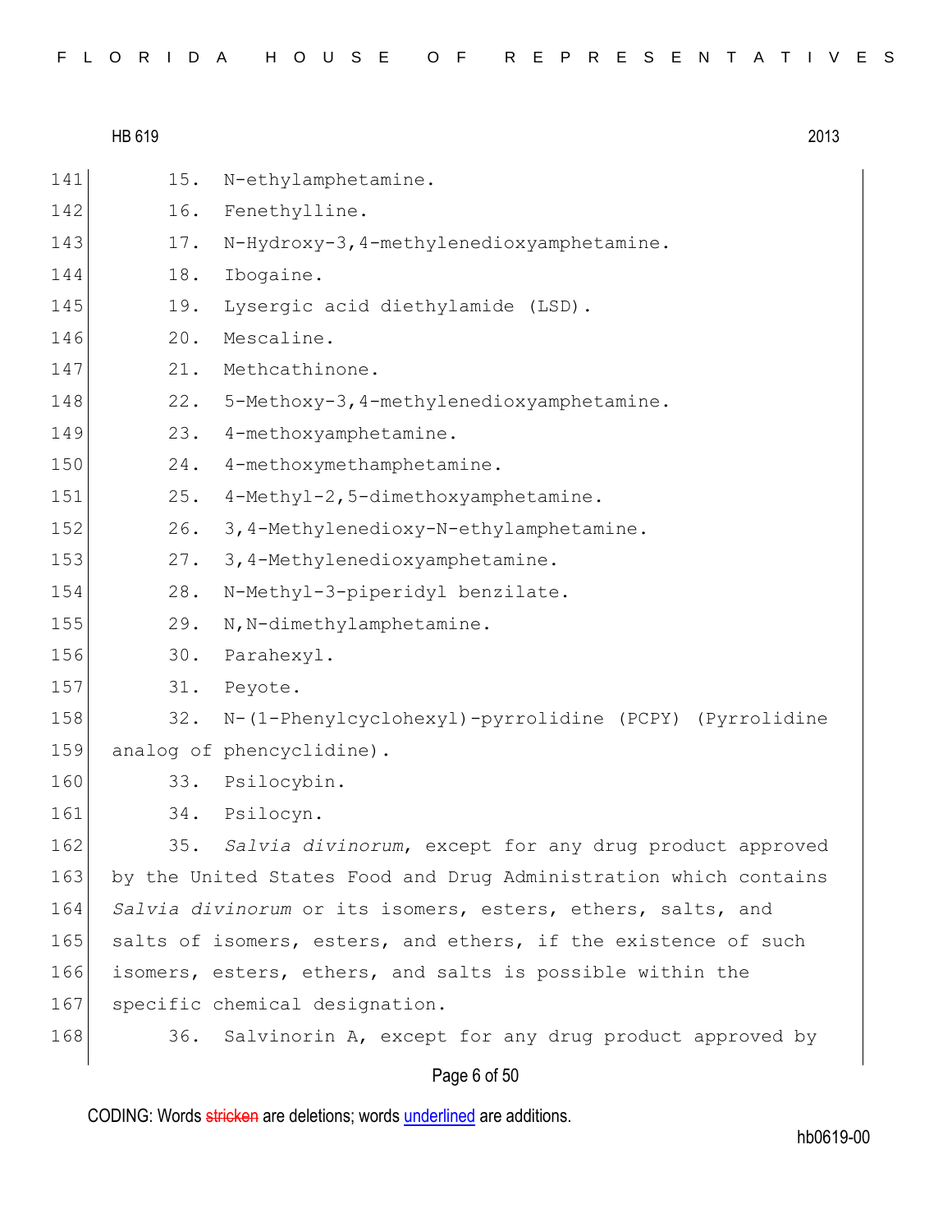15. N-ethylamphetamine.

16. Fenethylline.

17. N-Hydroxy-3,4-methylenedioxyamphetamine.

18. Ibogaine.

19. Lysergic acid diethylamide (LSD).

20. Mescaline.

21. Methcathinone.

22. 5-Methoxy-3,4-methylenedioxyamphetamine.

23. 4-methoxyamphetamine.

24. 4-methoxymethamphetamine.

25. 4-Methyl-2,5-dimethoxyamphetamine.

26. 3,4-Methylenedioxy-N-ethylamphetamine.

27. 3,4-Methylenedioxyamphetamine.

28. N-Methyl-3-piperidyl benzilate.

29. N,N-dimethylamphetamine.

30. Parahexyl.

31. Peyote.

32. N-(1-Phenylcyclohexyl)-pyrrolidine (PCPY) (Pyrrolidine analog of phencyclidine).

33. Psilocybin.

34. Psilocyn.

35. *Salvia divinorum*, except for any drug product approved by the United States Food and Drug Administration which contains *Salvia divinorum* or its isomers, esters, ethers, salts, and salts of isomers, esters, and ethers, if the existence of such isomers, esters, ethers, and salts is possible within the specific chemical designation.

36. Salvinorin A, except for any drug product approved by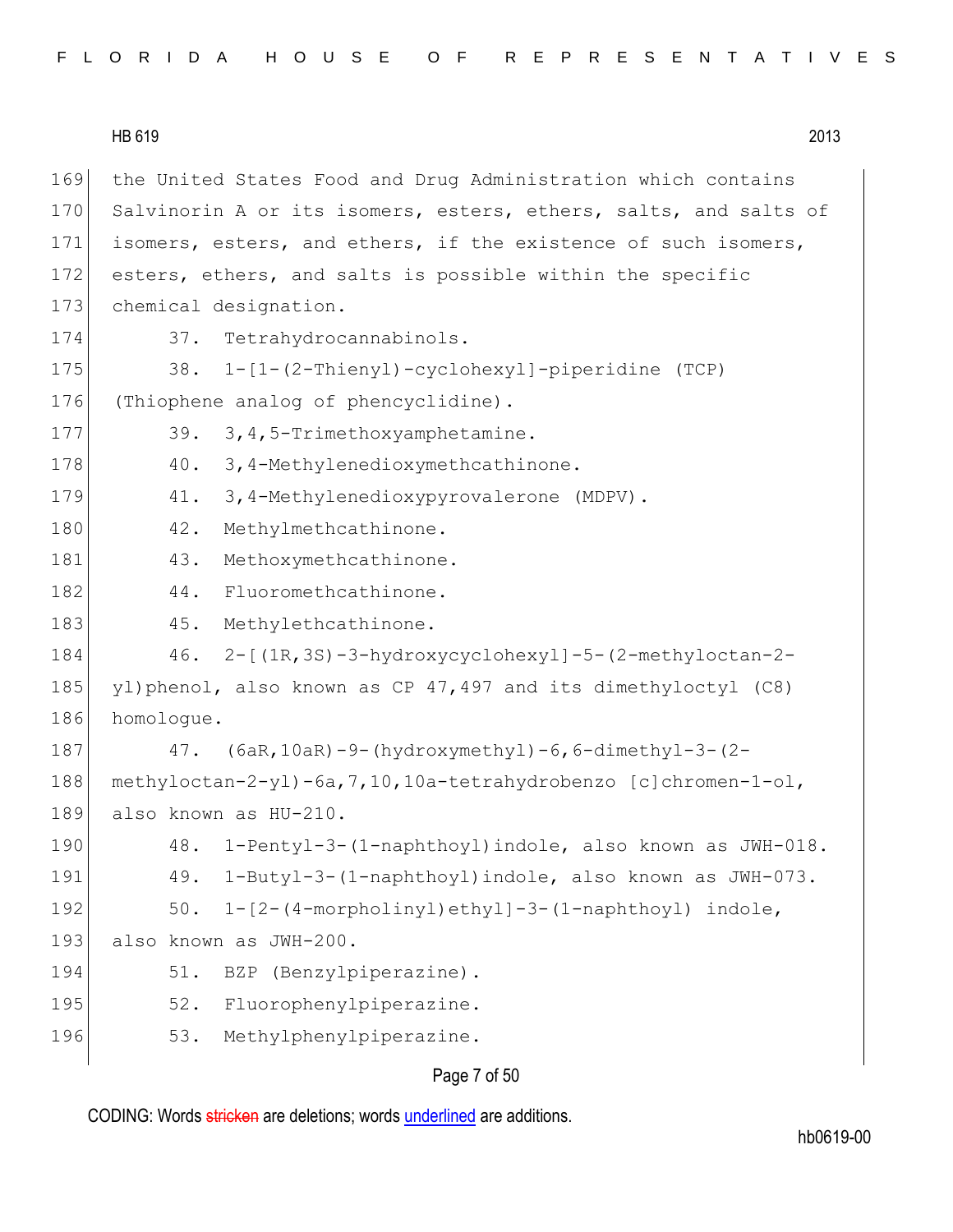the United States Food and Drug Administration which contains Salvinorin A or its isomers, esters, ethers, salts, and salts of isomers, esters, and ethers, if the existence of such isomers, esters, ethers, and salts is possible within the specific chemical designation.

37. Tetrahydrocannabinols.

38. 1-[1-(2-Thienyl)-cyclohexyl]-piperidine (TCP) (Thiophene analog of phencyclidine).

39. 3,4,5-Trimethoxyamphetamine.

40. 3,4-Methylenedioxymethcathinone.

41. 3,4-Methylenedioxypyrovalerone (MDPV).

42. Methylmethcathinone.

43. Methoxymethcathinone.

44. Fluoromethcathinone.

45. Methylethcathinone.

46. 2-[(1R,3S)-3-hydroxycyclohexyl]-5-(2-methyloctan-2-yl)phenol, also known as CP 47,497 and its dimethyloctyl (C8) homologue.

47. (6aR,10aR)-9-(hydroxymethyl)-6,6-dimethyl-3-(2-methyloctan-2-yl)-6a,7,10,10a-tetrahydrobenzo [c]chromen-1-ol, also known as HU-210.

48. 1-Pentyl-3-(1-naphthoyl)indole, also known as JWH-018.

49. 1-Butyl-3-(1-naphthoyl)indole, also known as JWH-073.

50. 1-[2-(4-morpholinyl)ethyl]-3-(1-naphthoyl) indole, also known as JWH-200.

51. BZP (Benzylpiperazine).

52. Fluorophenylpiperazine.

53. Methylphenylpiperazine.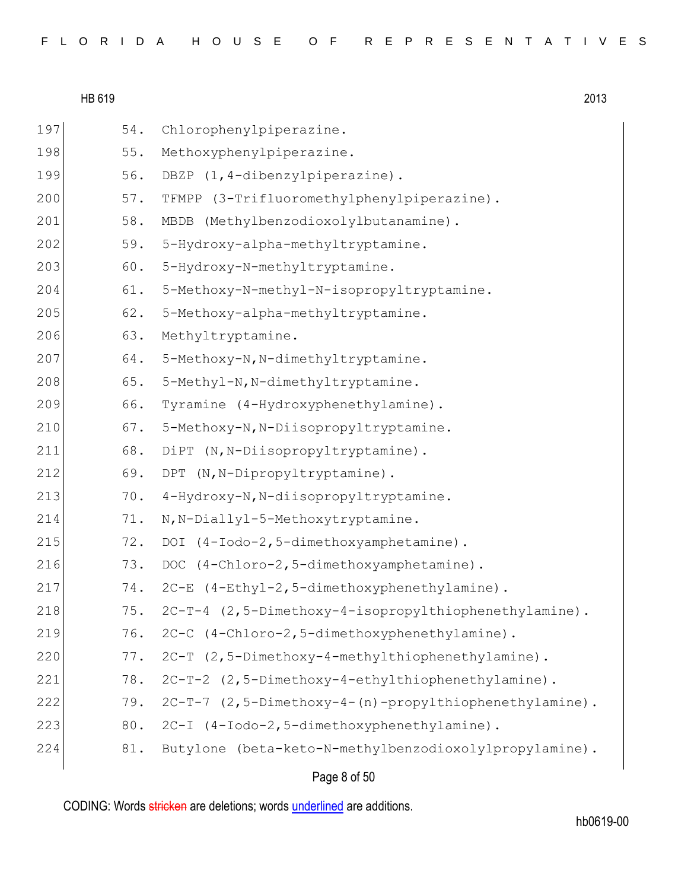54. Chlorophenylpiperazine.
55. Methoxyphenylpiperazine.
56. DBZP (1,4-dibenzylpiperazine).
57. TFMPP (3-Trifluoromethylphenylpiperazine).
58. MBDB (Methylbenzodioxolylbutanamine).
59. 5-Hydroxy-alpha-methyltryptamine.
60. 5-Hydroxy-N-methyltryptamine.
61. 5-Methoxy-N-methyl-N-isopropyltryptamine.
62. 5-Methoxy-alpha-methyltryptamine.
63. Methyltryptamine.
64. 5-Methoxy-N,N-dimethyltryptamine.
65. 5-Methyl-N,N-dimethyltryptamine.
66. Tyramine (4-Hydroxyphenethylamine).
67. 5-Methoxy-N,N-Diisopropyltryptamine.
68. DiPT (N,N-Diisopropyltryptamine).
69. DPT (N,N-Dipropyltryptamine).
70. 4-Hydroxy-N,N-diisopropyltryptamine.
71. N,N-Diallyl-5-Methoxytryptamine.
72. DOI (4-Iodo-2,5-dimethoxyamphetamine).
73. DOC (4-Chloro-2,5-dimethoxyamphetamine).
74. 2C-E (4-Ethyl-2,5-dimethoxyphenethylamine).
75. 2C-T-4 (2,5-Dimethoxy-4-isopropylthiophenethylamine).
76. 2C-C (4-Chloro-2,5-dimethoxyphenethylamine).
77. 2C-T (2,5-Dimethoxy-4-methylthiophenethylamine).
78. 2C-T-2 (2,5-Dimethoxy-4-ethylthiophenethylamine).
79. 2C-T-7 (2,5-Dimethoxy-4-(n)-propylthiophenethylamine).
80. 2C-I (4-Iodo-2,5-dimethoxyphenethylamine).
81. Butylone (beta-keto-N-methylbenzodioxolylpropylamine).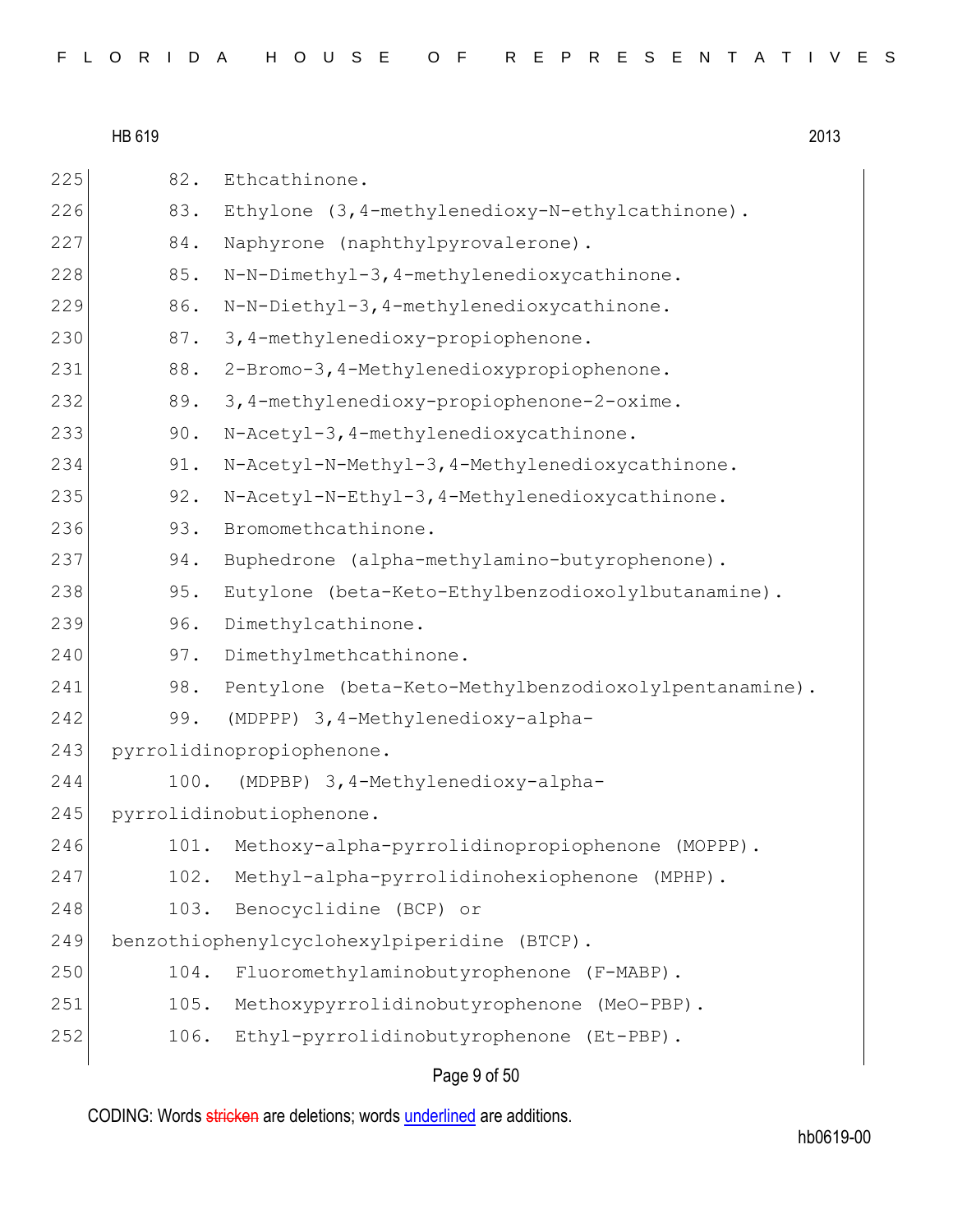82. Ethcathinone.
83. Ethylone (3,4-methylenedioxy-N-ethylcathinone).
84. Naphyrone (naphthylpyrovalerone).
85. N-N-Dimethyl-3,4-methylenedioxycathinone.
86. N-N-Diethyl-3,4-methylenedioxycathinone.
87. 3,4-methylenedioxy-propiophenone.
88. 2-Bromo-3,4-Methylenedioxypropiophenone.
89. 3,4-methylenedioxy-propiophenone-2-oxime.
90. N-Acetyl-3,4-methylenedioxycathinone.
91. N-Acetyl-N-Methyl-3,4-Methylenedioxycathinone.
92. N-Acetyl-N-Ethyl-3,4-Methylenedioxycathinone.
93. Bromomethcathinone.
94. Buphedrone (alpha-methylamino-butyrophenone).
95. Eutylone (beta-Keto-Ethylbenzodioxolylbutanamine).
96. Dimethylcathinone.
97. Dimethylmethcathinone.
98. Pentylone (beta-Keto-Methylbenzodioxolylpentanamine).
99. (MDPPP) 3,4-Methylenedioxy-alpha-pyrrolidinopropiophenone.
100. (MDPBP) 3,4-Methylenedioxy-alpha-pyrrolidinobutiophenone.
101. Methoxy-alpha-pyrrolidinopropiophenone (MOPPP).
102. Methyl-alpha-pyrrolidinohexiophenone (MPHP).
103. Benocyclidine (BCP) or benzothiophenylcyclohexylpiperidine (BTCP).
104. Fluoromethylaminobutyrophenone (F-MABP).
105. Methoxypyrrolidinobutyrophenone (MeO-PBP).
106. Ethyl-pyrrolidinobutyrophenone (Et-PBP).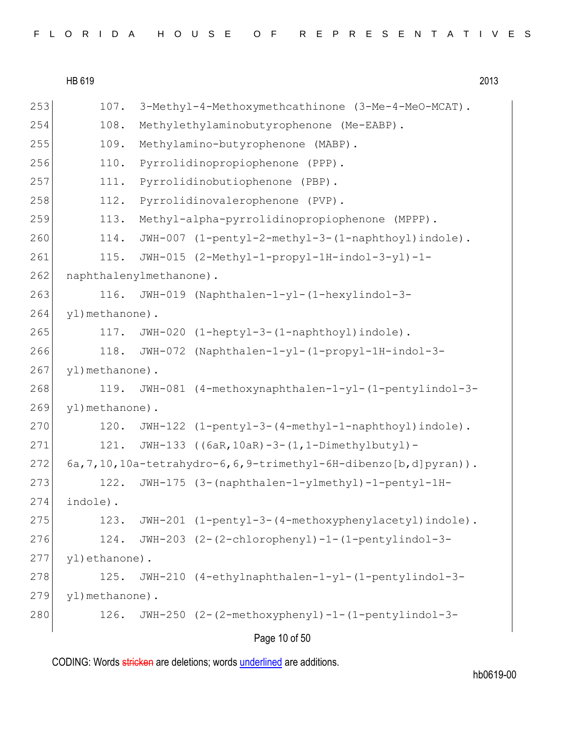107. 3-Methyl-4-Methoxymethcathinone (3-Me-4-MeO-MCAT).

108. Methylethylaminobutyrophenone (Me-EABP).

109. Methylamino-butyrophenone (MABP).

110. Pyrrolidinopropiophenone (PPP).

111. Pyrrolidinobutiophenone (PBP).

112. Pyrrolidinovalerophenone (PVP).

113. Methyl-alpha-pyrrolidinopropiophenone (MPPP).

114. JWH-007 (1-pentyl-2-methyl-3-(1-naphthoyl)indole).

115. JWH-015 (2-Methyl-1-propyl-1H-indol-3-yl)-1-naphthalenylmethanone).

116. JWH-019 (Naphthalen-1-yl-(1-hexylindol-3-yl)methanone).

117. JWH-020 (1-heptyl-3-(1-naphthoyl)indole).

118. JWH-072 (Naphthalen-1-yl-(1-propyl-1H-indol-3-yl)methanone).

119. JWH-081 (4-methoxynaphthalen-1-yl-(1-pentylindol-3-yl)methanone).

120. JWH-122 (1-pentyl-3-(4-methyl-1-naphthoyl)indole).

121. JWH-133 ((6aR,10aR)-3-(1,1-Dimethylbutyl)-6a,7,10,10a-tetrahydro-6,6,9-trimethyl-6H-dibenzo[b,d]pyran)).

122. JWH-175 (3-(naphthalen-1-ylmethyl)-1-pentyl-1H-indole).

123. JWH-201 (1-pentyl-3-(4-methoxyphenylacetyl)indole).

124. JWH-203 (2-(2-chlorophenyl)-1-(1-pentylindol-3-yl)ethanone).

125. JWH-210 (4-ethylnaphthalen-1-yl-(1-pentylindol-3-yl)methanone).

126. JWH-250 (2-(2-methoxyphenyl)-1-(1-pentylindol-3-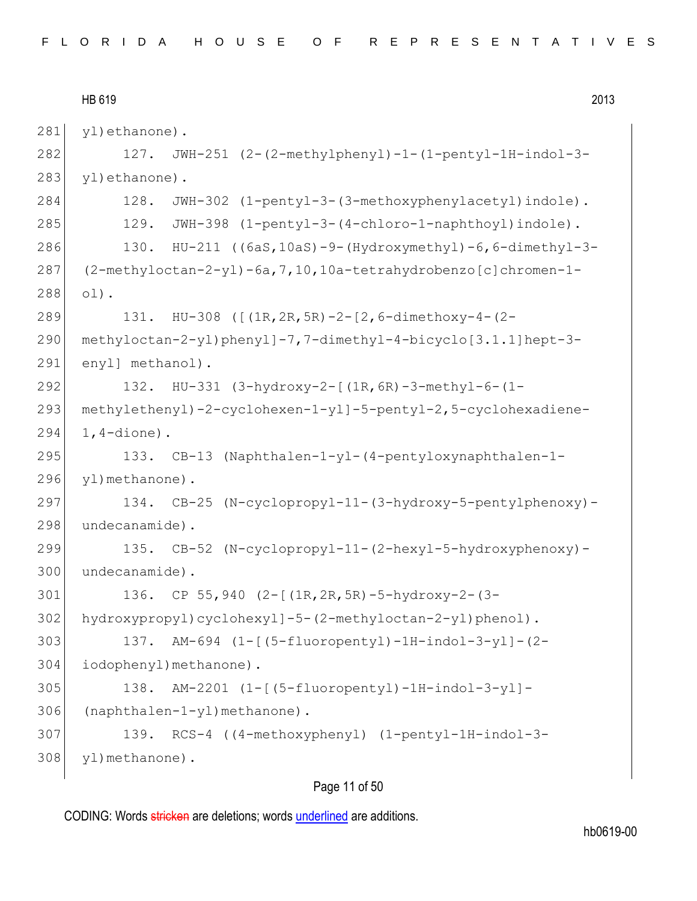yl)ethanone).

127. JWH-251 (2-(2-methylphenyl)-1-(1-pentyl-1H-indol-3-yl)ethanone).

128. JWH-302 (1-pentyl-3-(3-methoxyphenylacetyl)indole).

129. JWH-398 (1-pentyl-3-(4-chloro-1-naphthoyl)indole).

130. HU-211 ((6aS,10aS)-9-(Hydroxymethyl)-6,6-dimethyl-3-(2-methyloctan-2-yl)-6a,7,10,10a-tetrahydrobenzo[c]chromen-1-ol).

131. HU-308 ([(1R,2R,5R)-2-[2,6-dimethoxy-4-(2-methyloctan-2-yl)phenyl]-7,7-dimethyl-4-bicyclo[3.1.1]hept-3-enyl] methanol).

132. HU-331 (3-hydroxy-2-[(1R,6R)-3-methyl-6-(1-methylethenyl)-2-cyclohexen-1-yl]-5-pentyl-2,5-cyclohexadiene-1,4-dione).

133. CB-13 (Naphthalen-1-yl-(4-pentyloxynaphthalen-1-yl)methanone).

134. CB-25 (N-cyclopropyl-11-(3-hydroxy-5-pentylphenoxy)-undecanamide).

135. CB-52 (N-cyclopropyl-11-(2-hexyl-5-hydroxyphenoxy)-undecanamide).

136. CP 55,940 (2-[(1R,2R,5R)-5-hydroxy-2-(3-hydroxypropyl)cyclohexyl]-5-(2-methyloctan-2-yl)phenol).

137. AM-694 (1-[(5-fluoropentyl)-1H-indol-3-yl]-(2-iodophenyl)methanone).

138. AM-2201 (1-[(5-fluoropentyl)-1H-indol-3-yl]-(naphthalen-1-yl)methanone).

139. RCS-4 ((4-methoxyphenyl) (1-pentyl-1H-indol-3-yl)methanone).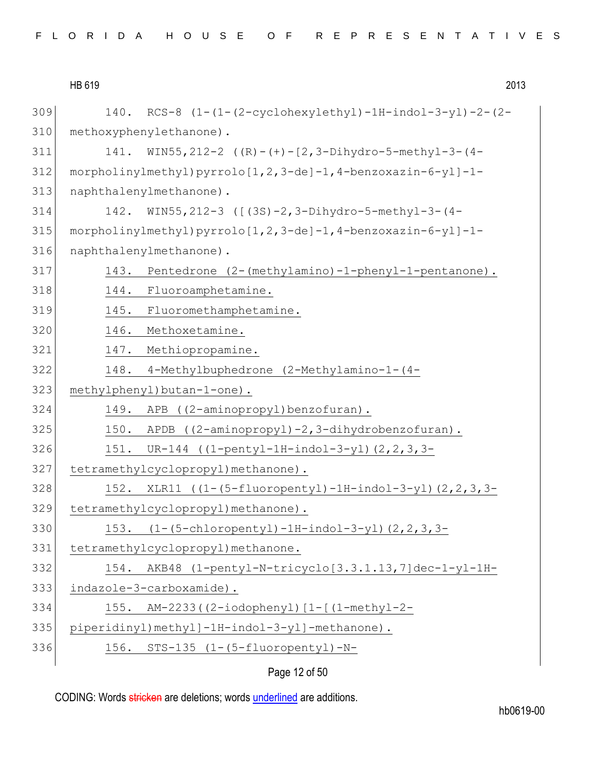140. RCS-8 (1-(1-(2-cyclohexylethyl)-1H-indol-3-yl)-2-(2-methoxyphenylethanone).

141. WIN55,212-2 ((R)-(+)-[2,3-Dihydro-5-methyl-3-(4-morpholinylmethyl)pyrrolo[1,2,3-de]-1,4-benzoxazin-6-yl]-1-naphthalenylmethanone).

142. WIN55,212-3 ([(3S)-2,3-Dihydro-5-methyl-3-(4-morpholinylmethyl)pyrrolo[1,2,3-de]-1,4-benzoxazin-6-yl]-1-naphthalenylmethanone).

143. Pentedrone (2-(methylamino)-1-phenyl-1-pentanone).

144. Fluoroamphetamine.

145. Fluoromethamphetamine.

146. Methoxetamine.

147. Methiopropamine.

148. 4-Methylbuphedrone (2-Methylamino-1-(4-methylphenyl)butan-1-one).

149. APB ((2-aminopropyl)benzofuran).

150. APDB ((2-aminopropyl)-2,3-dihydrobenzofuran).

151. UR-144 ((1-pentyl-1H-indol-3-yl)(2,2,3,3-tetramethylcyclopropyl)methanone).

152. XLR11 ((1-(5-fluoropentyl)-1H-indol-3-yl)(2,2,3,3-tetramethylcyclopropyl)methanone).

153. (1-(5-chloropentyl)-1H-indol-3-yl)(2,2,3,3-tetramethylcyclopropyl)methanone.

154. AKB48 (1-pentyl-N-tricyclo[3.3.1.13,7]dec-1-yl-1H-indazole-3-carboxamide).

155. AM-2233((2-iodophenyl)[1-[(1-methyl-2-piperidinyl)methyl]-1H-indol-3-yl]-methanone).

156. STS-135 (1-(5-fluoropentyl)-N-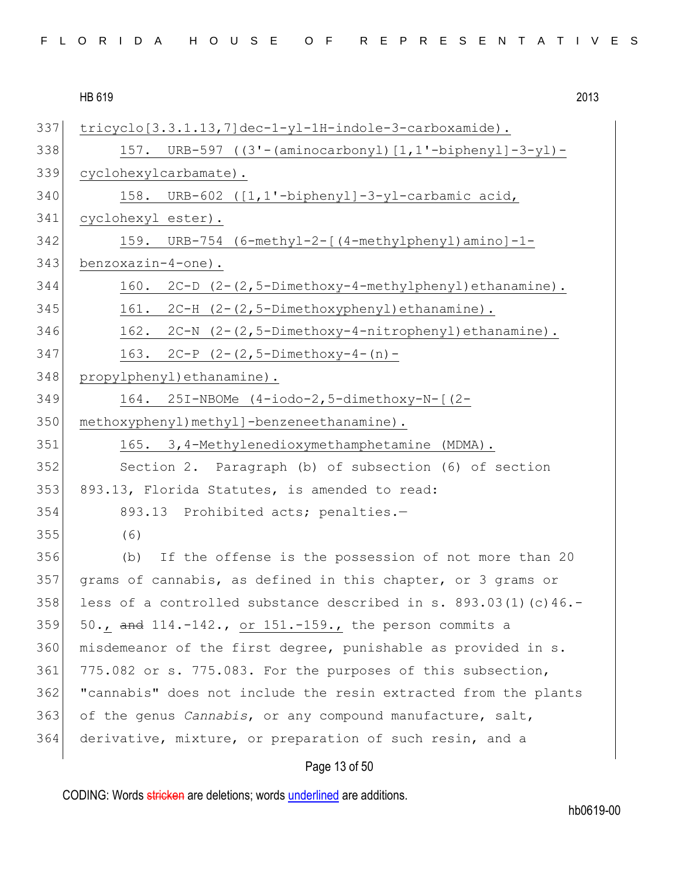tricyclo[3.3.1.13,7]dec-1-yl-1H-indole-3-carboxamide).

157. URB-597 ((3'-(aminocarbonyl)[1,1'-biphenyl]-3-yl)-cyclohexylcarbamate).

158. URB-602 ([1,1'-biphenyl]-3-yl-carbamic acid, cyclohexyl ester).

159. URB-754 (6-methyl-2-[(4-methylphenyl)amino]-1-benzoxazin-4-one).

160. 2C-D (2-(2,5-Dimethoxy-4-methylphenyl)ethanamine).

161. 2C-H (2-(2,5-Dimethoxyphenyl)ethanamine).

162. 2C-N (2-(2,5-Dimethoxy-4-nitrophenyl)ethanamine).

163. 2C-P (2-(2,5-Dimethoxy-4-(n)-propylphenyl)ethanamine).

164. 25I-NBOMe (4-iodo-2,5-dimethoxy-N-[(2-methoxyphenyl)methyl]-benzeneethanamine).

165. 3,4-Methylenedioxymethamphetamine (MDMA).

Section 2. Paragraph (b) of subsection (6) of section 893.13, Florida Statutes, is amended to read:

893.13 Prohibited acts; penalties.—

(6)

(b) If the offense is the possession of not more than 20 grams of cannabis, as defined in this chapter, or 3 grams or less of a controlled substance described in s. 893.03(1)(c)46.-50., ~~and~~ 114.-142., or 151.-159., the person commits a misdemeanor of the first degree, punishable as provided in s. 775.082 or s. 775.083. For the purposes of this subsection, "cannabis" does not include the resin extracted from the plants of the genus *Cannabis*, or any compound manufacture, salt, derivative, mixture, or preparation of such resin, and a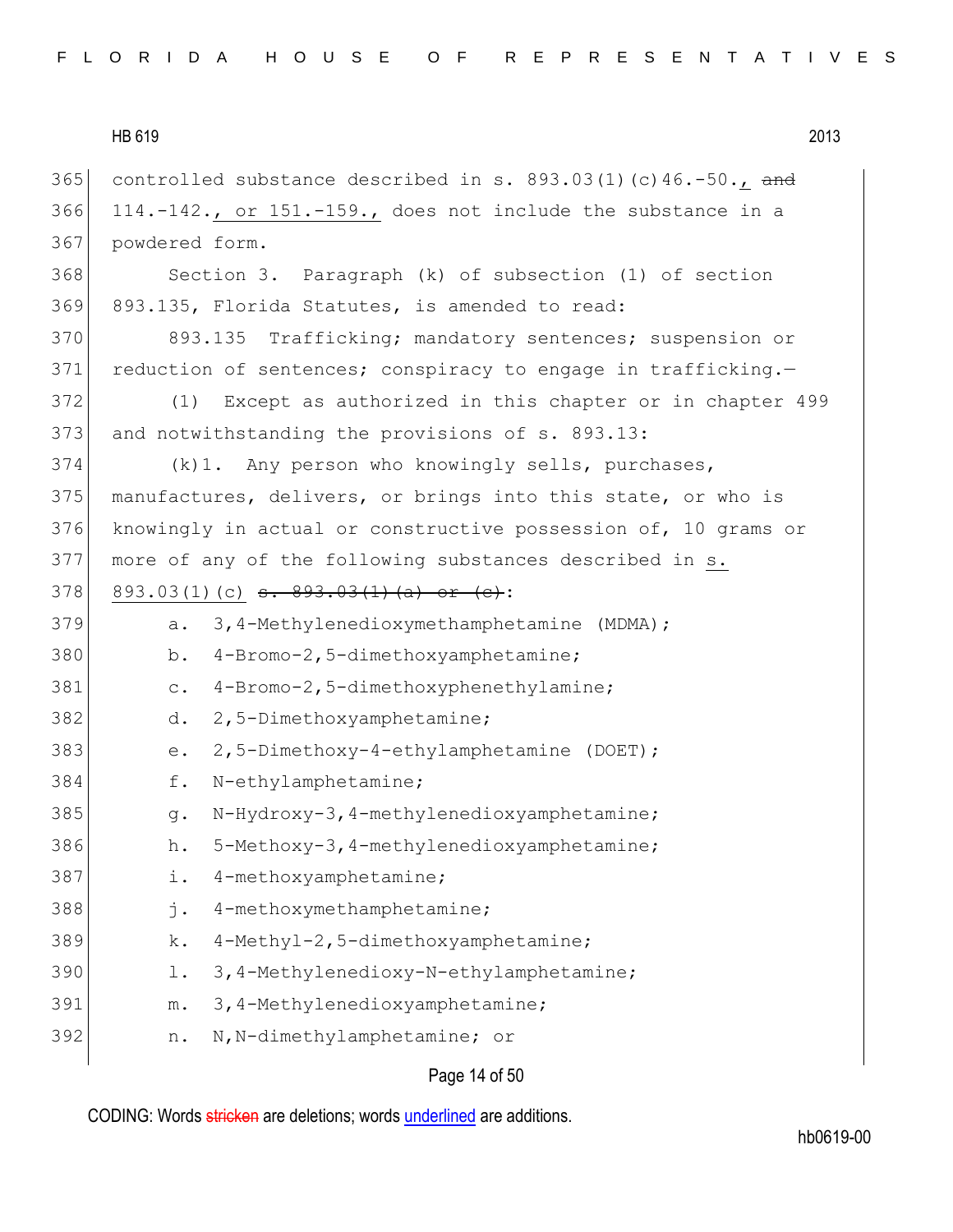controlled substance described in s. 893.03(1)(c)46.-50., ~~and~~ 114.-142., or 151.-159., does not include the substance in a powdered form.

Section 3. Paragraph (k) of subsection (1) of section 893.135, Florida Statutes, is amended to read:

893.135 Trafficking; mandatory sentences; suspension or reduction of sentences; conspiracy to engage in trafficking.—

(1) Except as authorized in this chapter or in chapter 499 and notwithstanding the provisions of s. 893.13:

(k)1. Any person who knowingly sells, purchases, manufactures, delivers, or brings into this state, or who is knowingly in actual or constructive possession of, 10 grams or more of any of the following substances described in s. 893.03(1)(c) ~~s. 893.03(1)(a) or (c)~~:

a. 3,4-Methylenedioxymethamphetamine (MDMA);

b. 4-Bromo-2,5-dimethoxyamphetamine;

c. 4-Bromo-2,5-dimethoxyphenethylamine;

d. 2,5-Dimethoxyamphetamine;

e. 2,5-Dimethoxy-4-ethylamphetamine (DOET);

f. N-ethylamphetamine;

g. N-Hydroxy-3,4-methylenedioxyamphetamine;

h. 5-Methoxy-3,4-methylenedioxyamphetamine;

i. 4-methoxyamphetamine;

j. 4-methoxymethamphetamine;

k. 4-Methyl-2,5-dimethoxyamphetamine;

l. 3,4-Methylenedioxy-N-ethylamphetamine;

m. 3,4-Methylenedioxyamphetamine;

n. N,N-dimethylamphetamine; or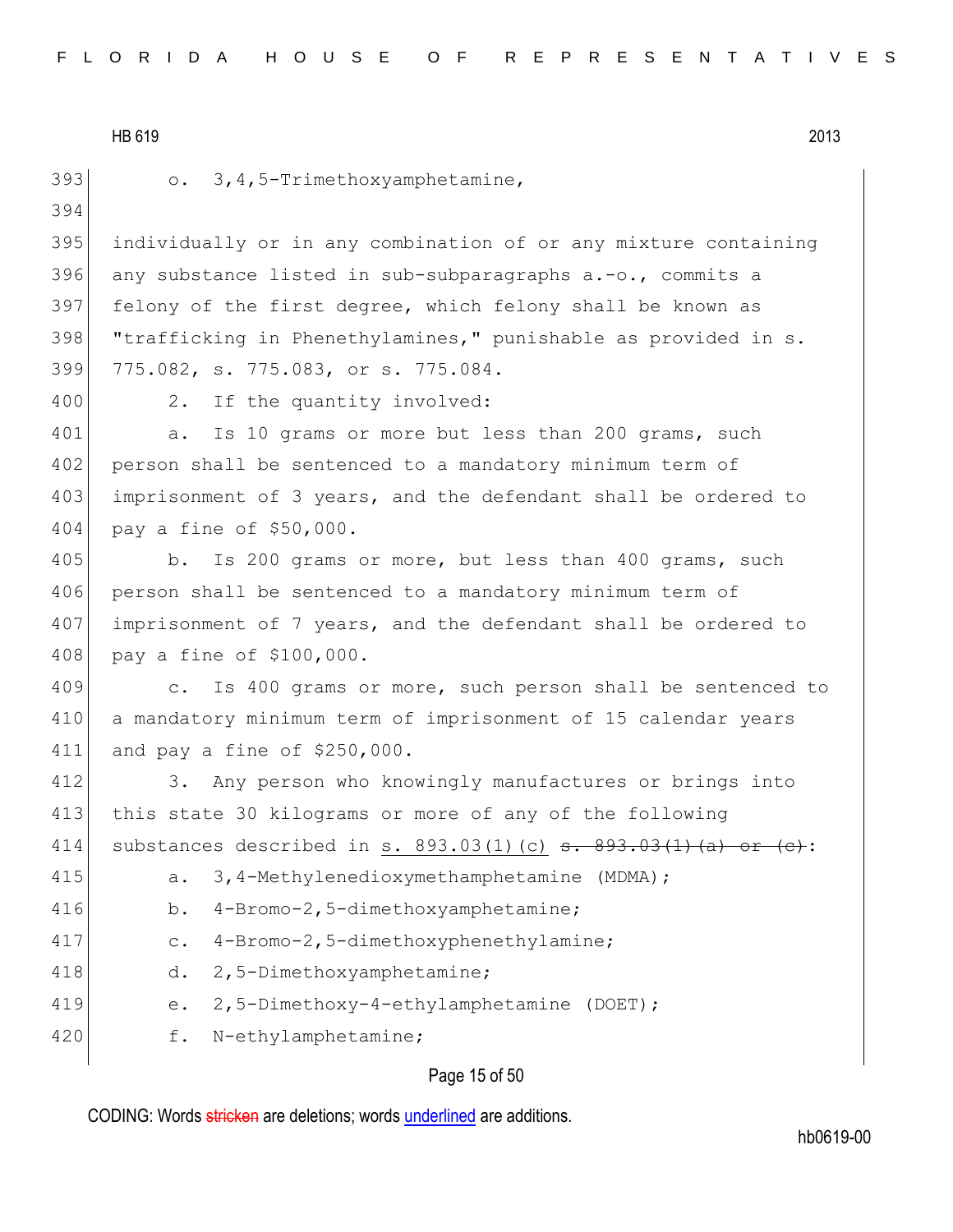o. 3,4,5-Trimethoxyamphetamine,

individually or in any combination of or any mixture containing any substance listed in sub-subparagraphs a.-o., commits a felony of the first degree, which felony shall be known as "trafficking in Phenethylamines," punishable as provided in s. 775.082, s. 775.083, or s. 775.084.

2. If the quantity involved:

a. Is 10 grams or more but less than 200 grams, such person shall be sentenced to a mandatory minimum term of imprisonment of 3 years, and the defendant shall be ordered to pay a fine of $50,000.

b. Is 200 grams or more, but less than 400 grams, such person shall be sentenced to a mandatory minimum term of imprisonment of 7 years, and the defendant shall be ordered to pay a fine of $100,000.

c. Is 400 grams or more, such person shall be sentenced to a mandatory minimum term of imprisonment of 15 calendar years and pay a fine of $250,000.

3. Any person who knowingly manufactures or brings into this state 30 kilograms or more of any of the following substances described in <u>s. 893.03(1)(c)</u> ~~s. 893.03(1)(a) or (c)~~:

a. 3,4-Methylenedioxymethamphetamine (MDMA);

b. 4-Bromo-2,5-dimethoxyamphetamine;

c. 4-Bromo-2,5-dimethoxyphenethylamine;

d. 2,5-Dimethoxyamphetamine;

e. 2,5-Dimethoxy-4-ethylamphetamine (DOET);

f. N-ethylamphetamine;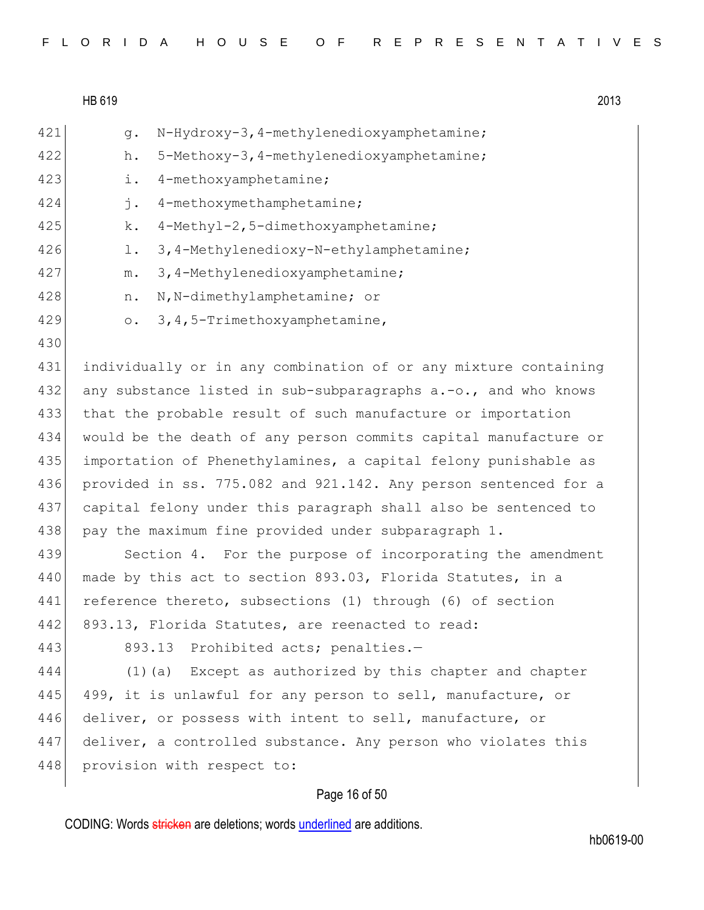g. N-Hydroxy-3,4-methylenedioxyamphetamine;

h. 5-Methoxy-3,4-methylenedioxyamphetamine;

i. 4-methoxyamphetamine;

j. 4-methoxymethamphetamine;

k. 4-Methyl-2,5-dimethoxyamphetamine;

l. 3,4-Methylenedioxy-N-ethylamphetamine;

m. 3,4-Methylenedioxyamphetamine;

n. N,N-dimethylamphetamine; or

o. 3,4,5-Trimethoxyamphetamine,

individually or in any combination of or any mixture containing any substance listed in sub-subparagraphs a.-o., and who knows that the probable result of such manufacture or importation would be the death of any person commits capital manufacture or importation of Phenethylamines, a capital felony punishable as provided in ss. 775.082 and 921.142. Any person sentenced for a capital felony under this paragraph shall also be sentenced to pay the maximum fine provided under subparagraph 1.

Section 4. For the purpose of incorporating the amendment made by this act to section 893.03, Florida Statutes, in a reference thereto, subsections (1) through (6) of section 893.13, Florida Statutes, are reenacted to read:

893.13 Prohibited acts; penalties.—

(1)(a) Except as authorized by this chapter and chapter 499, it is unlawful for any person to sell, manufacture, or deliver, or possess with intent to sell, manufacture, or deliver, a controlled substance. Any person who violates this provision with respect to: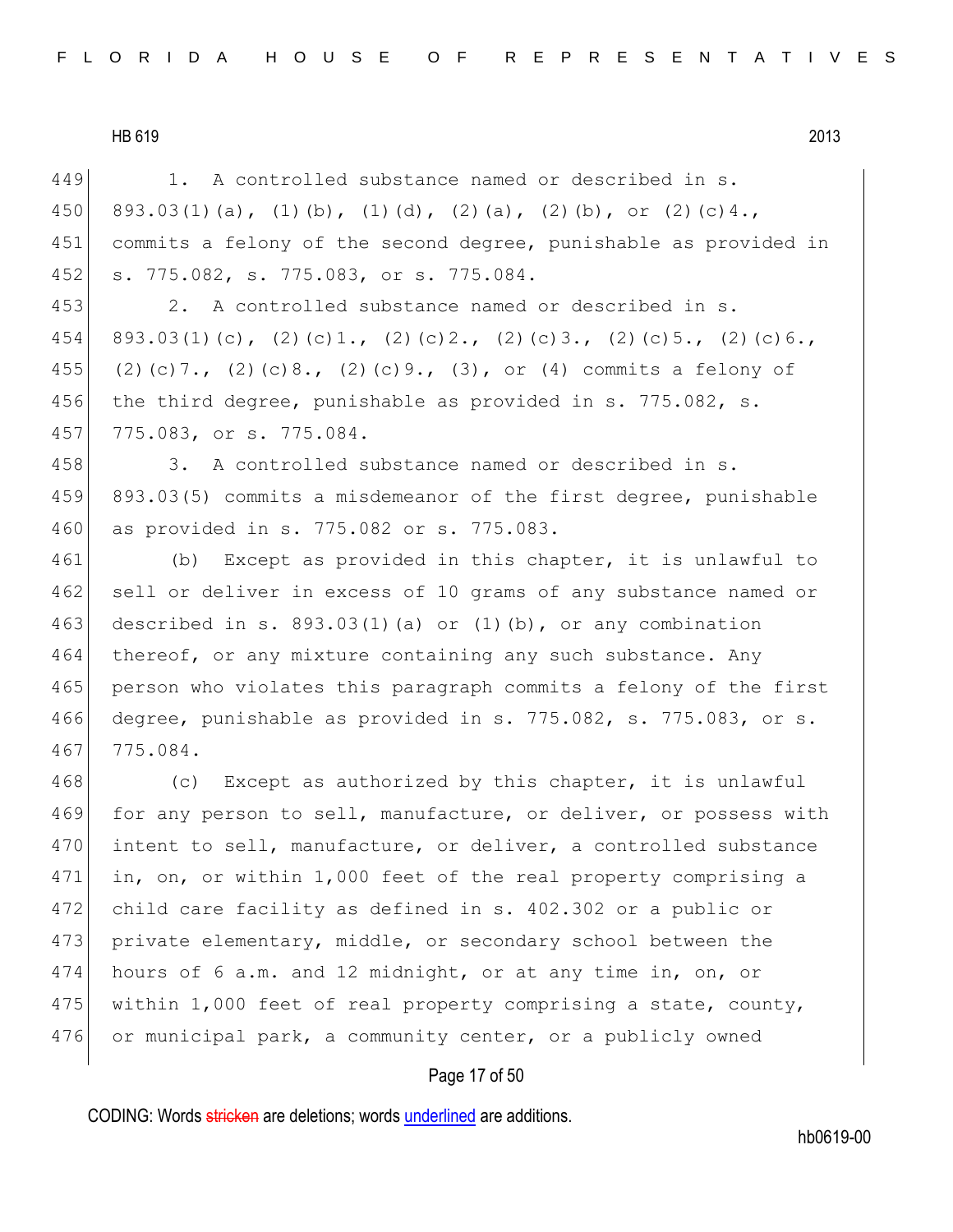1. A controlled substance named or described in s. 893.03(1)(a), (1)(b), (1)(d), (2)(a), (2)(b), or (2)(c)4., commits a felony of the second degree, punishable as provided in s. 775.082, s. 775.083, or s. 775.084.

2. A controlled substance named or described in s. 893.03(1)(c), (2)(c)1., (2)(c)2., (2)(c)3., (2)(c)5., (2)(c)6., (2)(c)7., (2)(c)8., (2)(c)9., (3), or (4) commits a felony of the third degree, punishable as provided in s. 775.082, s. 775.083, or s. 775.084.

3. A controlled substance named or described in s. 893.03(5) commits a misdemeanor of the first degree, punishable as provided in s. 775.082 or s. 775.083.

(b) Except as provided in this chapter, it is unlawful to sell or deliver in excess of 10 grams of any substance named or described in s. 893.03(1)(a) or (1)(b), or any combination thereof, or any mixture containing any such substance. Any person who violates this paragraph commits a felony of the first degree, punishable as provided in s. 775.082, s. 775.083, or s. 775.084.

(c) Except as authorized by this chapter, it is unlawful for any person to sell, manufacture, or deliver, or possess with intent to sell, manufacture, or deliver, a controlled substance in, on, or within 1,000 feet of the real property comprising a child care facility as defined in s. 402.302 or a public or private elementary, middle, or secondary school between the hours of 6 a.m. and 12 midnight, or at any time in, on, or within 1,000 feet of real property comprising a state, county, or municipal park, a community center, or a publicly owned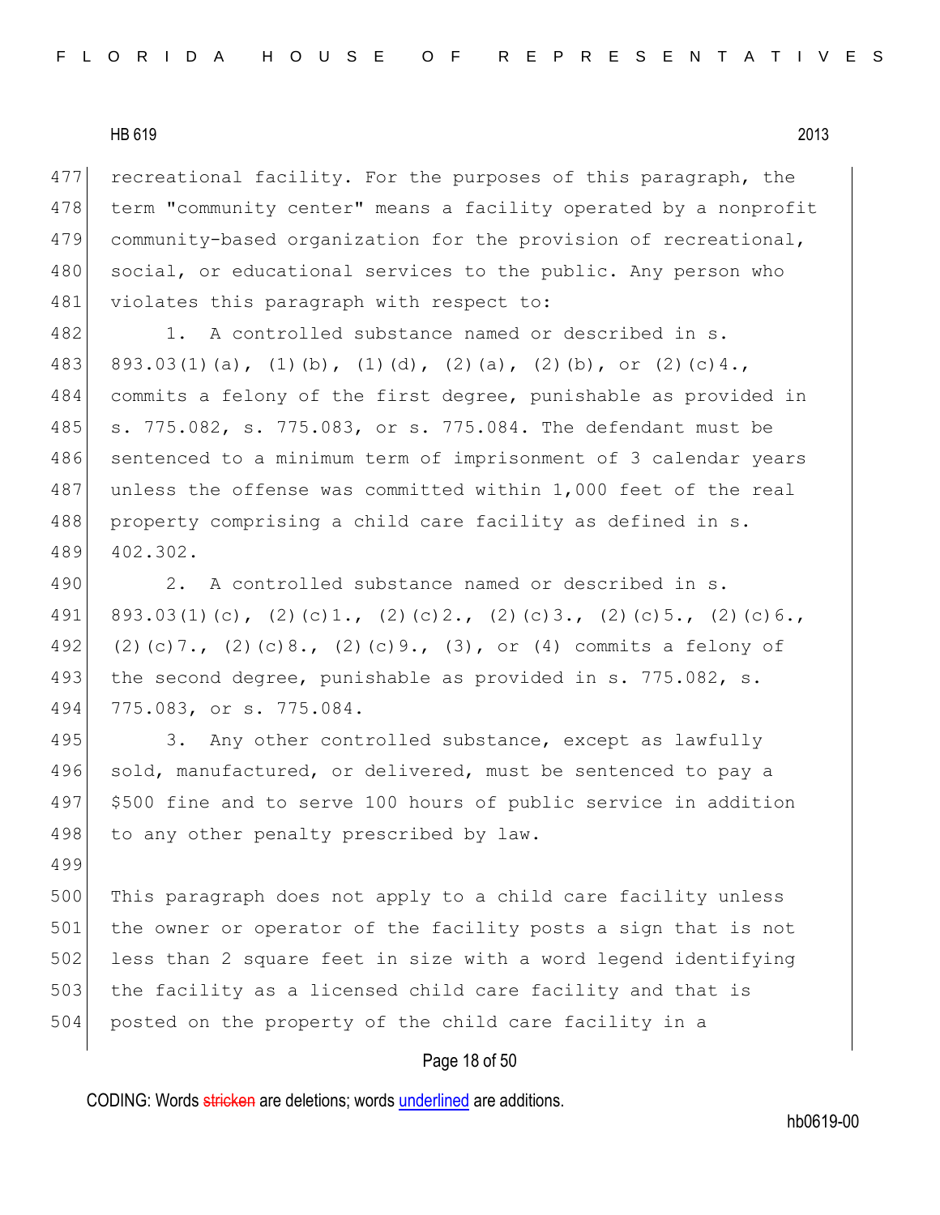recreational facility. For the purposes of this paragraph, the term "community center" means a facility operated by a nonprofit community-based organization for the provision of recreational, social, or educational services to the public. Any person who violates this paragraph with respect to:

1. A controlled substance named or described in s. 893.03(1)(a), (1)(b), (1)(d), (2)(a), (2)(b), or (2)(c)4., commits a felony of the first degree, punishable as provided in s. 775.082, s. 775.083, or s. 775.084. The defendant must be sentenced to a minimum term of imprisonment of 3 calendar years unless the offense was committed within 1,000 feet of the real property comprising a child care facility as defined in s. 402.302.

2. A controlled substance named or described in s. 893.03(1)(c), (2)(c)1., (2)(c)2., (2)(c)3., (2)(c)5., (2)(c)6., (2)(c)7., (2)(c)8., (2)(c)9., (3), or (4) commits a felony of the second degree, punishable as provided in s. 775.082, s. 775.083, or s. 775.084.

3. Any other controlled substance, except as lawfully sold, manufactured, or delivered, must be sentenced to pay a $500 fine and to serve 100 hours of public service in addition to any other penalty prescribed by law.

This paragraph does not apply to a child care facility unless the owner or operator of the facility posts a sign that is not less than 2 square feet in size with a word legend identifying the facility as a licensed child care facility and that is posted on the property of the child care facility in a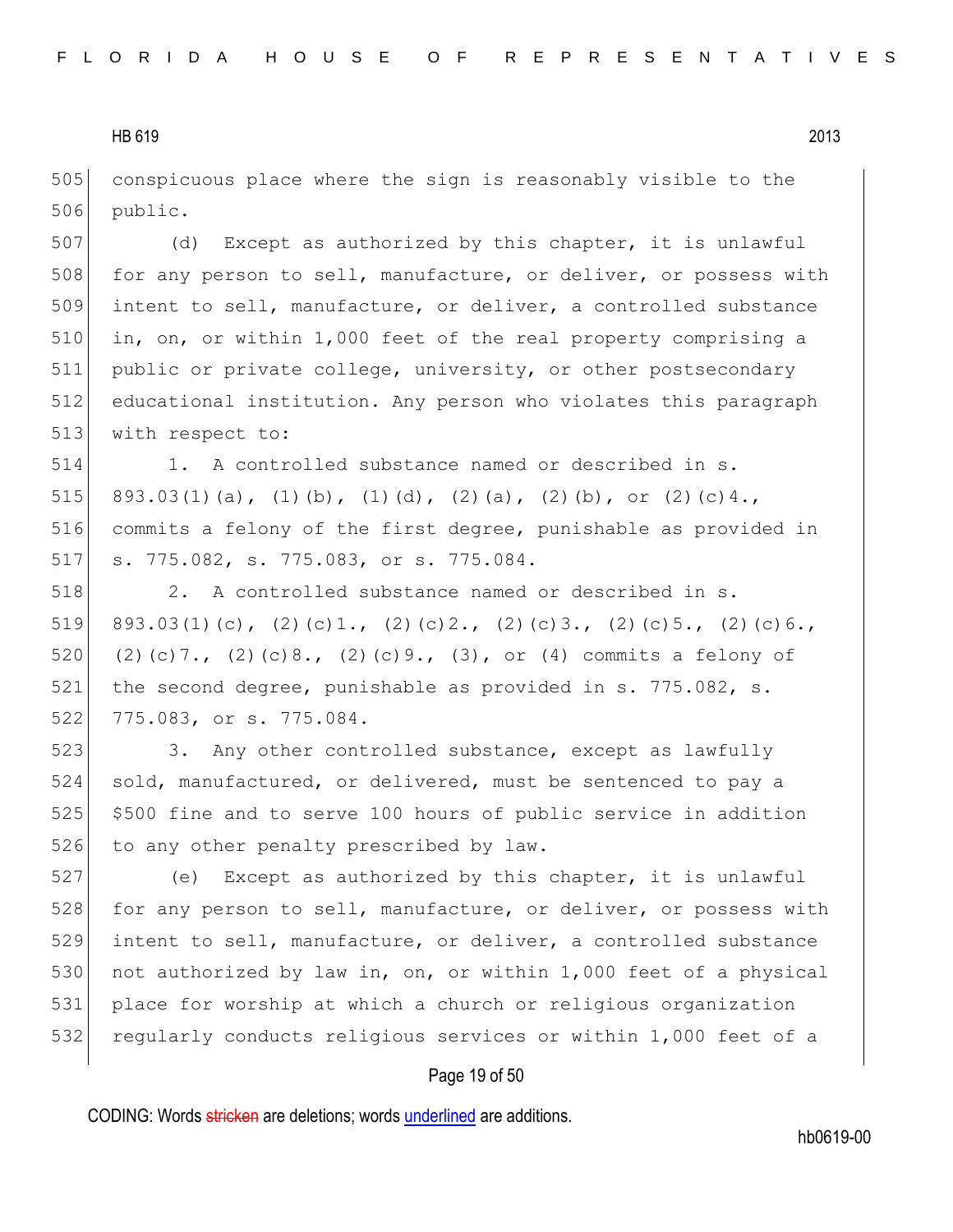conspicuous place where the sign is reasonably visible to the public.

(d) Except as authorized by this chapter, it is unlawful for any person to sell, manufacture, or deliver, or possess with intent to sell, manufacture, or deliver, a controlled substance in, on, or within 1,000 feet of the real property comprising a public or private college, university, or other postsecondary educational institution. Any person who violates this paragraph with respect to:

1. A controlled substance named or described in s. 893.03(1)(a), (1)(b), (1)(d), (2)(a), (2)(b), or (2)(c)4., commits a felony of the first degree, punishable as provided in s. 775.082, s. 775.083, or s. 775.084.

2. A controlled substance named or described in s. 893.03(1)(c), (2)(c)1., (2)(c)2., (2)(c)3., (2)(c)5., (2)(c)6., (2)(c)7., (2)(c)8., (2)(c)9., (3), or (4) commits a felony of the second degree, punishable as provided in s. 775.082, s. 775.083, or s. 775.084.

3. Any other controlled substance, except as lawfully sold, manufactured, or delivered, must be sentenced to pay a $500 fine and to serve 100 hours of public service in addition to any other penalty prescribed by law.

(e) Except as authorized by this chapter, it is unlawful for any person to sell, manufacture, or deliver, or possess with intent to sell, manufacture, or deliver, a controlled substance not authorized by law in, on, or within 1,000 feet of a physical place for worship at which a church or religious organization regularly conducts religious services or within 1,000 feet of a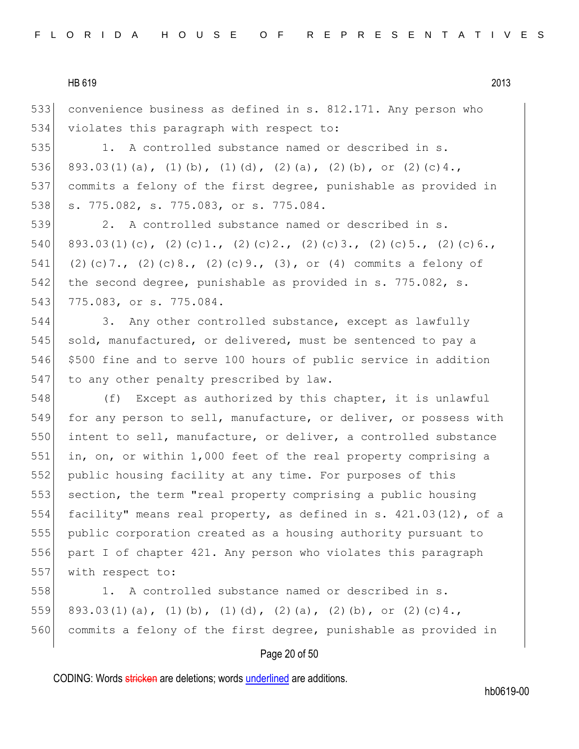convenience business as defined in s. 812.171. Any person who violates this paragraph with respect to:

1. A controlled substance named or described in s. 893.03(1)(a), (1)(b), (1)(d), (2)(a), (2)(b), or (2)(c)4., commits a felony of the first degree, punishable as provided in s. 775.082, s. 775.083, or s. 775.084.

2. A controlled substance named or described in s. 893.03(1)(c), (2)(c)1., (2)(c)2., (2)(c)3., (2)(c)5., (2)(c)6., (2)(c)7., (2)(c)8., (2)(c)9., (3), or (4) commits a felony of the second degree, punishable as provided in s. 775.082, s. 775.083, or s. 775.084.

3. Any other controlled substance, except as lawfully sold, manufactured, or delivered, must be sentenced to pay a $500 fine and to serve 100 hours of public service in addition to any other penalty prescribed by law.

(f) Except as authorized by this chapter, it is unlawful for any person to sell, manufacture, or deliver, or possess with intent to sell, manufacture, or deliver, a controlled substance in, on, or within 1,000 feet of the real property comprising a public housing facility at any time. For purposes of this section, the term "real property comprising a public housing facility" means real property, as defined in s. 421.03(12), of a public corporation created as a housing authority pursuant to part I of chapter 421. Any person who violates this paragraph with respect to:

1. A controlled substance named or described in s. 893.03(1)(a), (1)(b), (1)(d), (2)(a), (2)(b), or (2)(c)4., commits a felony of the first degree, punishable as provided in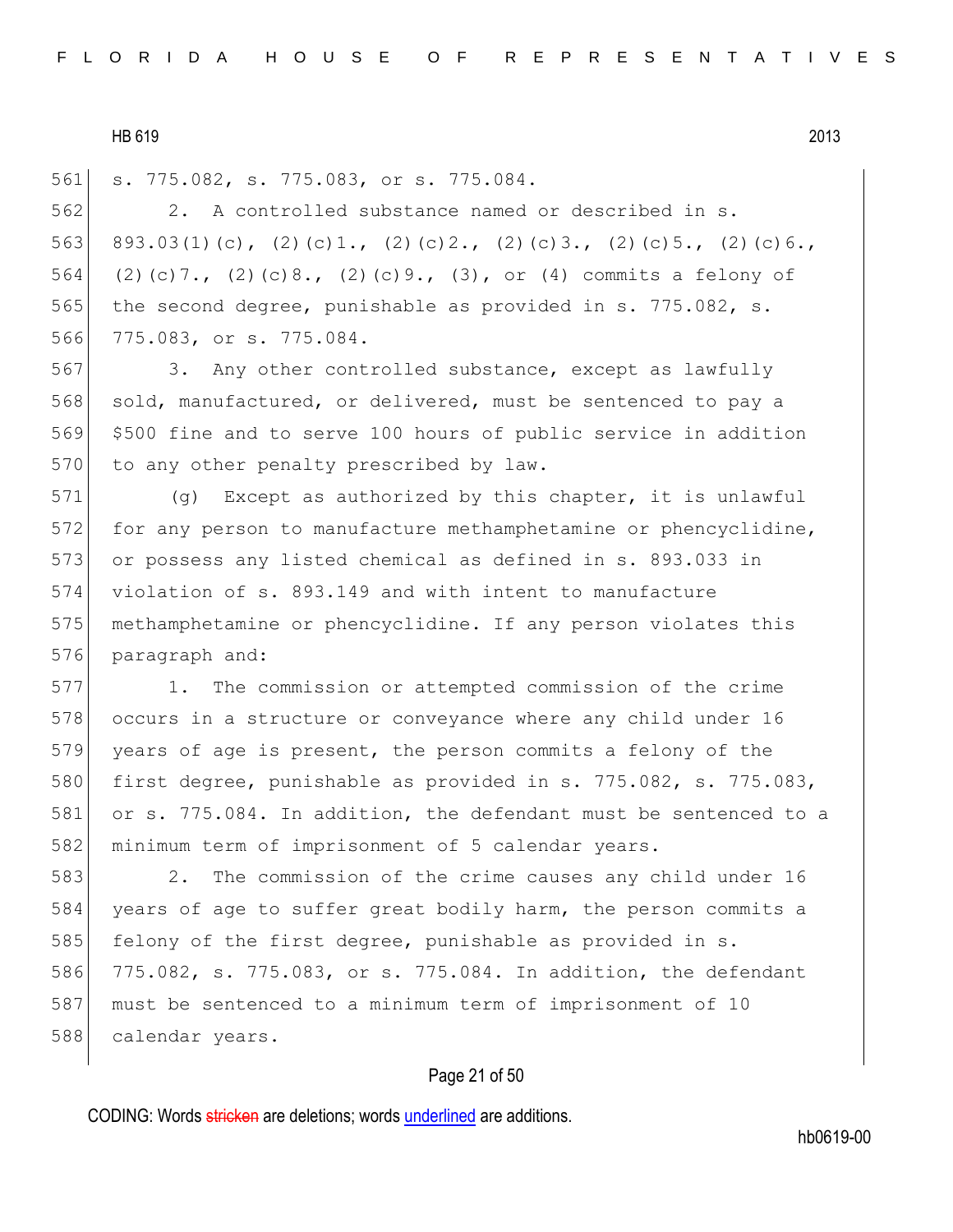s. 775.082, s. 775.083, or s. 775.084.

2. A controlled substance named or described in s. 893.03(1)(c), (2)(c)1., (2)(c)2., (2)(c)3., (2)(c)5., (2)(c)6., (2)(c)7., (2)(c)8., (2)(c)9., (3), or (4) commits a felony of the second degree, punishable as provided in s. 775.082, s. 775.083, or s. 775.084.

3. Any other controlled substance, except as lawfully sold, manufactured, or delivered, must be sentenced to pay a $500 fine and to serve 100 hours of public service in addition to any other penalty prescribed by law.

(g) Except as authorized by this chapter, it is unlawful for any person to manufacture methamphetamine or phencyclidine, or possess any listed chemical as defined in s. 893.033 in violation of s. 893.149 and with intent to manufacture methamphetamine or phencyclidine. If any person violates this paragraph and:

1. The commission or attempted commission of the crime occurs in a structure or conveyance where any child under 16 years of age is present, the person commits a felony of the first degree, punishable as provided in s. 775.082, s. 775.083, or s. 775.084. In addition, the defendant must be sentenced to a minimum term of imprisonment of 5 calendar years.

2. The commission of the crime causes any child under 16 years of age to suffer great bodily harm, the person commits a felony of the first degree, punishable as provided in s. 775.082, s. 775.083, or s. 775.084. In addition, the defendant must be sentenced to a minimum term of imprisonment of 10 calendar years.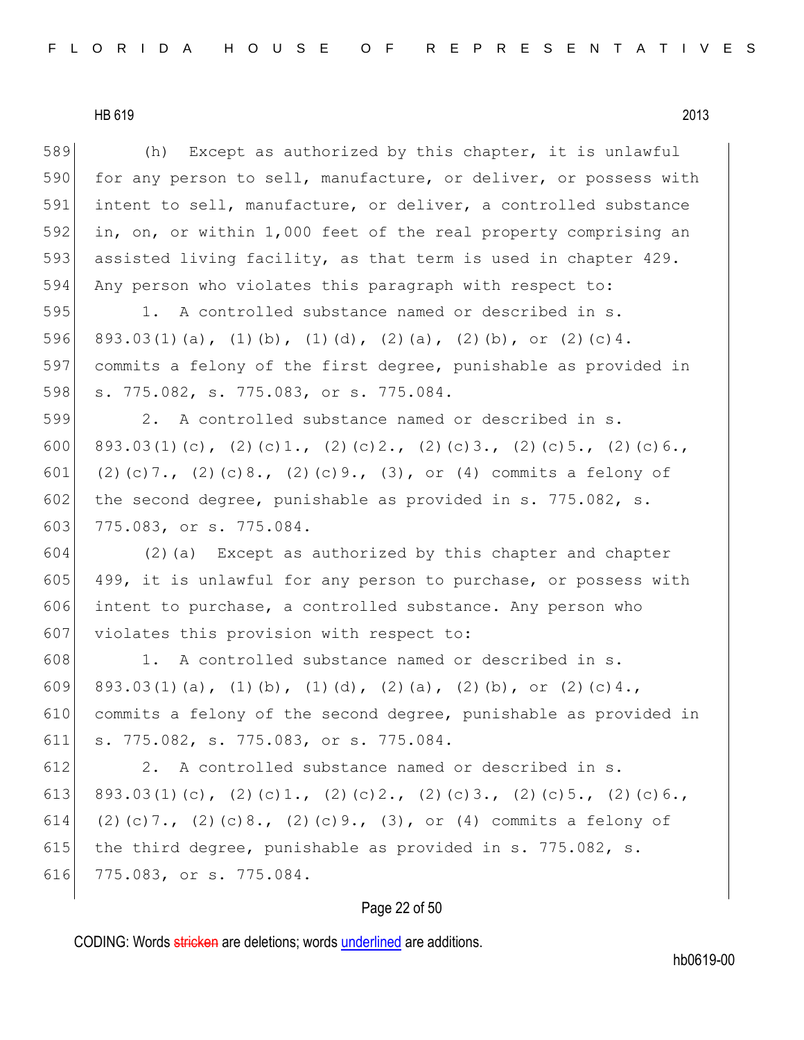(h) Except as authorized by this chapter, it is unlawful for any person to sell, manufacture, or deliver, or possess with intent to sell, manufacture, or deliver, a controlled substance in, on, or within 1,000 feet of the real property comprising an assisted living facility, as that term is used in chapter 429. Any person who violates this paragraph with respect to:

1. A controlled substance named or described in s. 893.03(1)(a), (1)(b), (1)(d), (2)(a), (2)(b), or (2)(c)4. commits a felony of the first degree, punishable as provided in s. 775.082, s. 775.083, or s. 775.084.

2. A controlled substance named or described in s. 893.03(1)(c), (2)(c)1., (2)(c)2., (2)(c)3., (2)(c)5., (2)(c)6., (2)(c)7., (2)(c)8., (2)(c)9., (3), or (4) commits a felony of the second degree, punishable as provided in s. 775.082, s. 775.083, or s. 775.084.

(2)(a) Except as authorized by this chapter and chapter 499, it is unlawful for any person to purchase, or possess with intent to purchase, a controlled substance. Any person who violates this provision with respect to:

1. A controlled substance named or described in s. 893.03(1)(a), (1)(b), (1)(d), (2)(a), (2)(b), or (2)(c)4., commits a felony of the second degree, punishable as provided in s. 775.082, s. 775.083, or s. 775.084.

2. A controlled substance named or described in s. 893.03(1)(c), (2)(c)1., (2)(c)2., (2)(c)3., (2)(c)5., (2)(c)6., (2)(c)7., (2)(c)8., (2)(c)9., (3), or (4) commits a felony of the third degree, punishable as provided in s. 775.082, s. 775.083, or s. 775.084.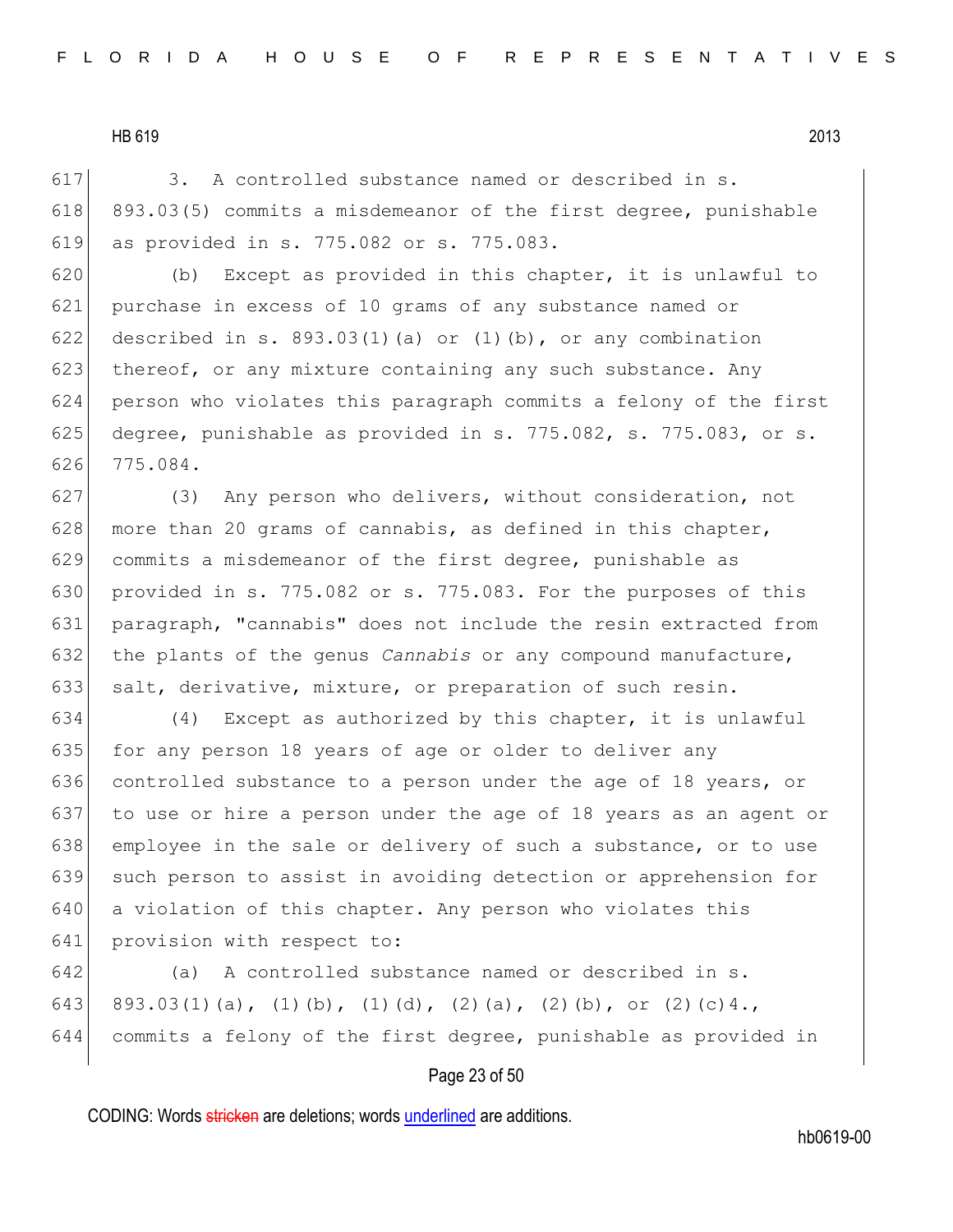3. A controlled substance named or described in s. 893.03(5) commits a misdemeanor of the first degree, punishable as provided in s. 775.082 or s. 775.083.

(b) Except as provided in this chapter, it is unlawful to purchase in excess of 10 grams of any substance named or described in s. 893.03(1)(a) or (1)(b), or any combination thereof, or any mixture containing any such substance. Any person who violates this paragraph commits a felony of the first degree, punishable as provided in s. 775.082, s. 775.083, or s. 775.084.

(3) Any person who delivers, without consideration, not more than 20 grams of cannabis, as defined in this chapter, commits a misdemeanor of the first degree, punishable as provided in s. 775.082 or s. 775.083. For the purposes of this paragraph, "cannabis" does not include the resin extracted from the plants of the genus *Cannabis* or any compound manufacture, salt, derivative, mixture, or preparation of such resin.

(4) Except as authorized by this chapter, it is unlawful for any person 18 years of age or older to deliver any controlled substance to a person under the age of 18 years, or to use or hire a person under the age of 18 years as an agent or employee in the sale or delivery of such a substance, or to use such person to assist in avoiding detection or apprehension for a violation of this chapter. Any person who violates this provision with respect to:

(a) A controlled substance named or described in s. 893.03(1)(a), (1)(b), (1)(d), (2)(a), (2)(b), or (2)(c)4., commits a felony of the first degree, punishable as provided in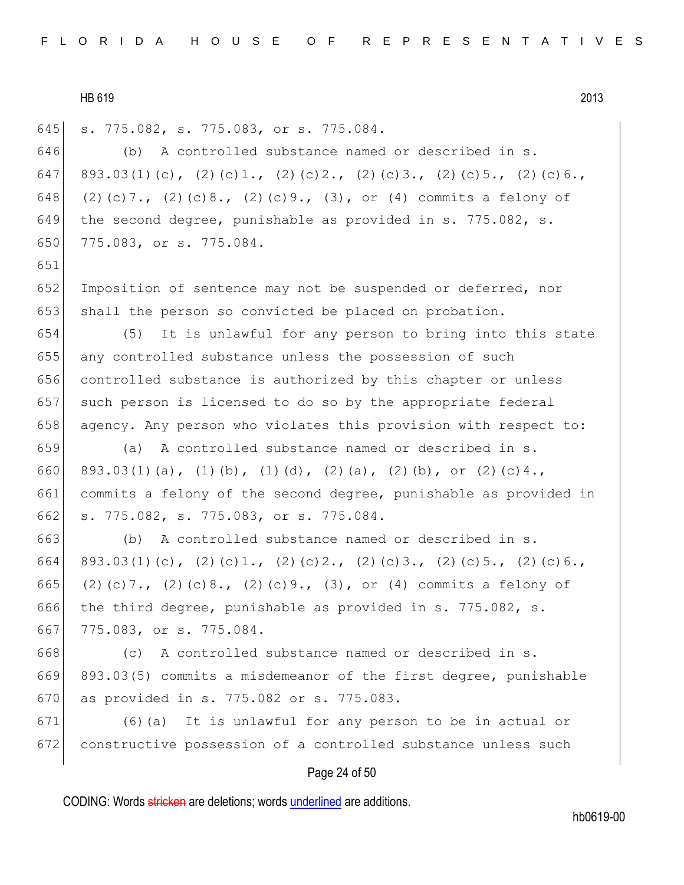s. 775.082, s. 775.083, or s. 775.084.

(b) A controlled substance named or described in s. 893.03(1)(c), (2)(c)1., (2)(c)2., (2)(c)3., (2)(c)5., (2)(c)6., (2)(c)7., (2)(c)8., (2)(c)9., (3), or (4) commits a felony of the second degree, punishable as provided in s. 775.082, s. 775.083, or s. 775.084.

Imposition of sentence may not be suspended or deferred, nor shall the person so convicted be placed on probation.

(5) It is unlawful for any person to bring into this state any controlled substance unless the possession of such controlled substance is authorized by this chapter or unless such person is licensed to do so by the appropriate federal agency. Any person who violates this provision with respect to:

(a) A controlled substance named or described in s. 893.03(1)(a), (1)(b), (1)(d), (2)(a), (2)(b), or (2)(c)4., commits a felony of the second degree, punishable as provided in s. 775.082, s. 775.083, or s. 775.084.

(b) A controlled substance named or described in s. 893.03(1)(c), (2)(c)1., (2)(c)2., (2)(c)3., (2)(c)5., (2)(c)6., (2)(c)7., (2)(c)8., (2)(c)9., (3), or (4) commits a felony of the third degree, punishable as provided in s. 775.082, s. 775.083, or s. 775.084.

(c) A controlled substance named or described in s. 893.03(5) commits a misdemeanor of the first degree, punishable as provided in s. 775.082 or s. 775.083.

(6)(a) It is unlawful for any person to be in actual or constructive possession of a controlled substance unless such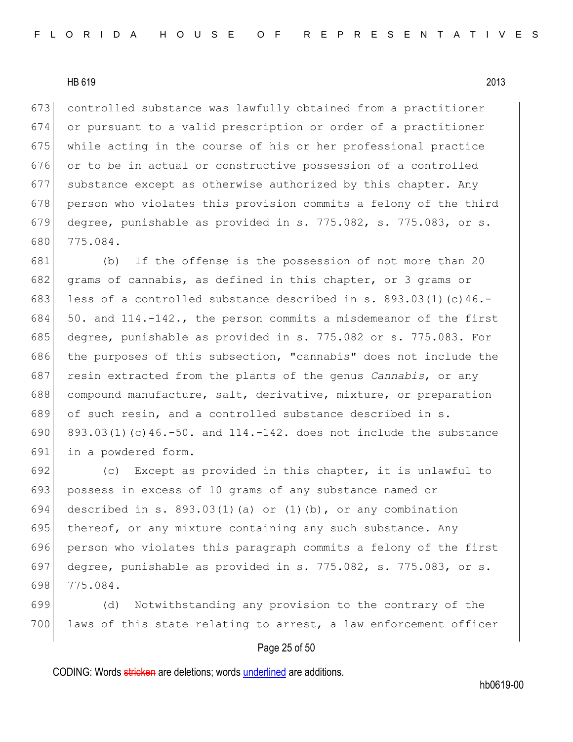controlled substance was lawfully obtained from a practitioner or pursuant to a valid prescription or order of a practitioner while acting in the course of his or her professional practice or to be in actual or constructive possession of a controlled substance except as otherwise authorized by this chapter. Any person who violates this provision commits a felony of the third degree, punishable as provided in s. 775.082, s. 775.083, or s. 775.084.

(b) If the offense is the possession of not more than 20 grams of cannabis, as defined in this chapter, or 3 grams or less of a controlled substance described in s. 893.03(1)(c)46.-50. and 114.-142., the person commits a misdemeanor of the first degree, punishable as provided in s. 775.082 or s. 775.083. For the purposes of this subsection, "cannabis" does not include the resin extracted from the plants of the genus *Cannabis*, or any compound manufacture, salt, derivative, mixture, or preparation of such resin, and a controlled substance described in s. 893.03(1)(c)46.-50. and 114.-142. does not include the substance in a powdered form.

(c) Except as provided in this chapter, it is unlawful to possess in excess of 10 grams of any substance named or described in s. 893.03(1)(a) or (1)(b), or any combination thereof, or any mixture containing any such substance. Any person who violates this paragraph commits a felony of the first degree, punishable as provided in s. 775.082, s. 775.083, or s. 775.084.

(d) Notwithstanding any provision to the contrary of the laws of this state relating to arrest, a law enforcement officer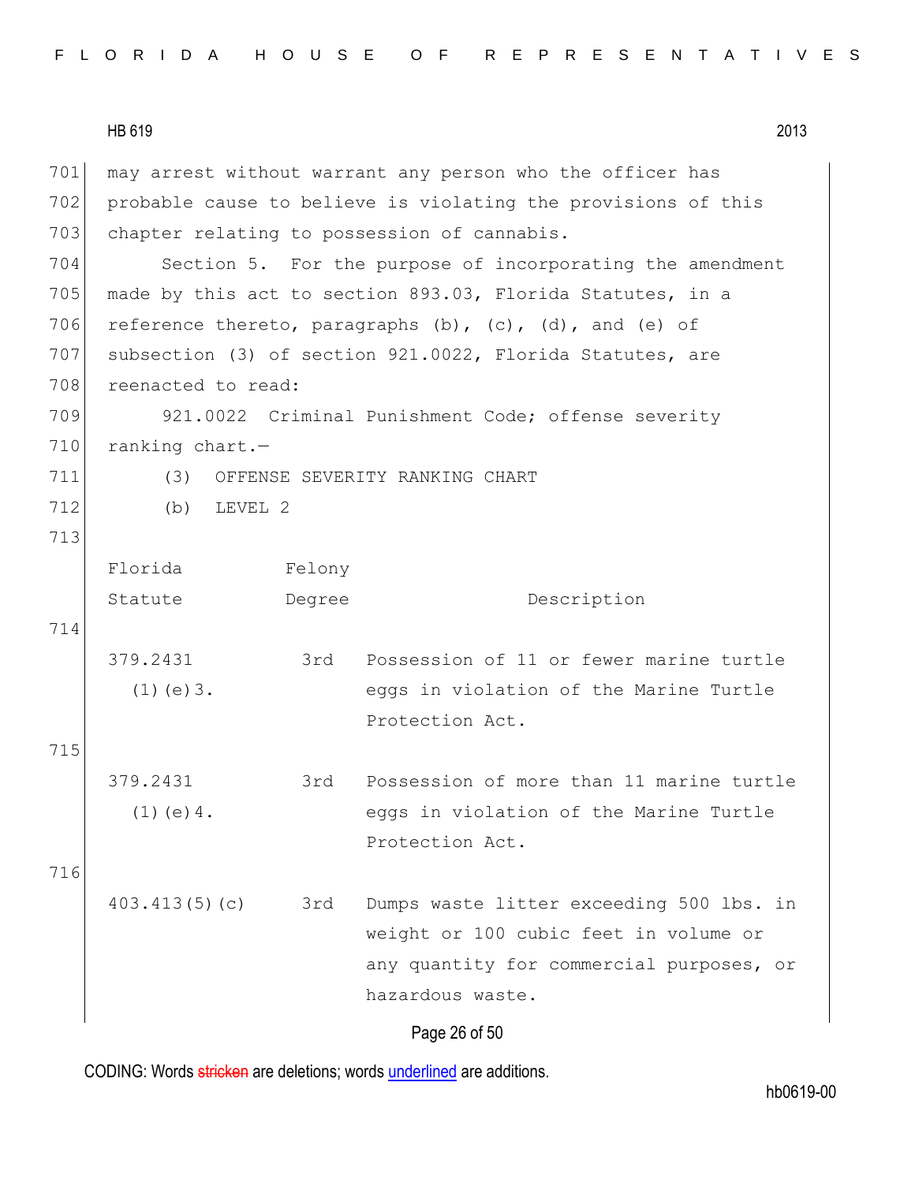may arrest without warrant any person who the officer has probable cause to believe is violating the provisions of this chapter relating to possession of cannabis.

Section 5. For the purpose of incorporating the amendment made by this act to section 893.03, Florida Statutes, in a reference thereto, paragraphs (b), (c), (d), and (e) of subsection (3) of section 921.0022, Florida Statutes, are reenacted to read:

921.0022 Criminal Punishment Code; offense severity ranking chart.—

(3) OFFENSE SEVERITY RANKING CHART

(b) LEVEL 2

| Florida Statute | Felony Degree | Description |
|---|---|---|
| 379.2431 (1)(e)3. | 3rd | Possession of 11 or fewer marine turtle eggs in violation of the Marine Turtle Protection Act. |
| 379.2431 (1)(e)4. | 3rd | Possession of more than 11 marine turtle eggs in violation of the Marine Turtle Protection Act. |
| 403.413(5)(c) | 3rd | Dumps waste litter exceeding 500 lbs. in weight or 100 cubic feet in volume or any quantity for commercial purposes, or hazardous waste. |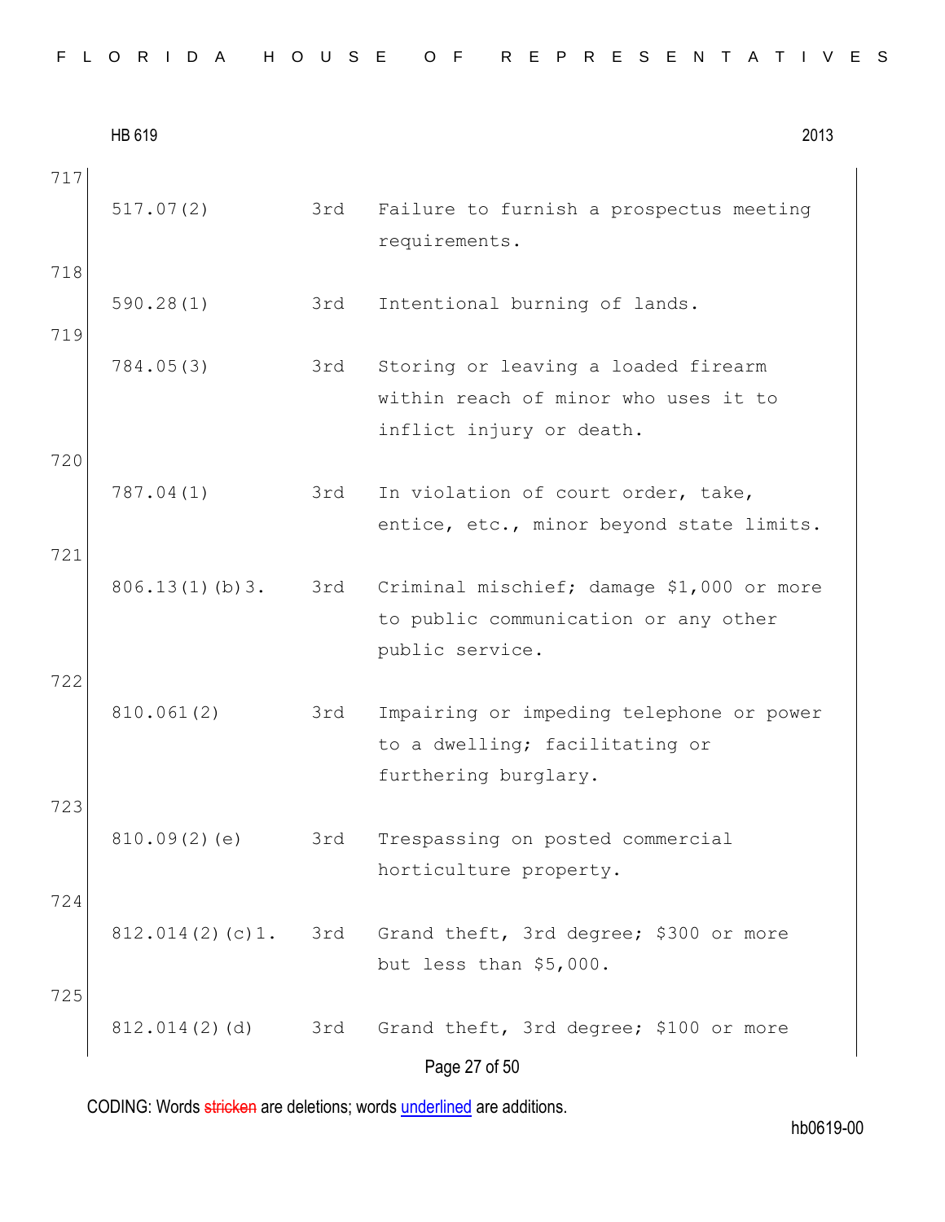717

| 517.07(2) | 3rd | Failure to furnish a prospectus meeting requirements. |
|---|---|---|

718

| 590.28(1) | 3rd | Intentional burning of lands. |
|---|---|---|

719

| 784.05(3) | 3rd | Storing or leaving a loaded firearm within reach of minor who uses it to inflict injury or death. |
|---|---|---|

720

| 787.04(1) | 3rd | In violation of court order, take, entice, etc., minor beyond state limits. |
|---|---|---|

721

| 806.13(1)(b)3. | 3rd | Criminal mischief; damage $1,000 or more to public communication or any other public service. |
|---|---|---|

722

| 810.061(2) | 3rd | Impairing or impeding telephone or power to a dwelling; facilitating or furthering burglary. |
|---|---|---|

723

| 810.09(2)(e) | 3rd | Trespassing on posted commercial horticulture property. |
|---|---|---|

724

| 812.014(2)(c)1. | 3rd | Grand theft, 3rd degree; $300 or more but less than $5,000. |
|---|---|---|

725

| 812.014(2)(d) | 3rd | Grand theft, 3rd degree; $100 or more |
|---|---|---|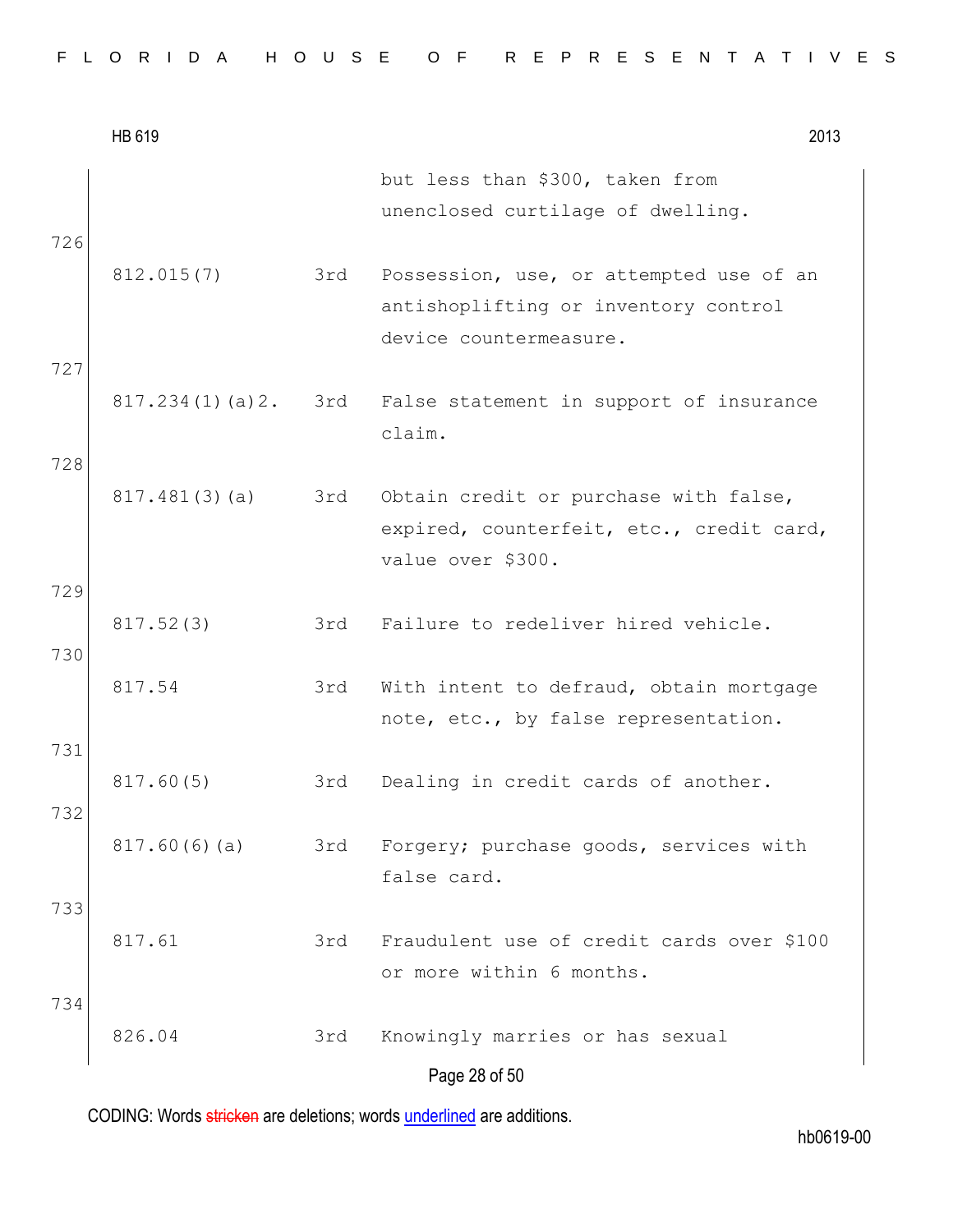| | | |
|---|---|---|
| | | but less than $300, taken from unenclosed curtilage of dwelling. |

726

| | | |
|---|---|---|
| 812.015(7) | 3rd | Possession, use, or attempted use of an antishoplifting or inventory control device countermeasure. |

727

| | | |
|---|---|---|
| 817.234(1)(a)2. | 3rd | False statement in support of insurance claim. |

728

| | | |
|---|---|---|
| 817.481(3)(a) | 3rd | Obtain credit or purchase with false, expired, counterfeit, etc., credit card, value over $300. |

729

| | | |
|---|---|---|
| 817.52(3) | 3rd | Failure to redeliver hired vehicle. |

730

| | | |
|---|---|---|
| 817.54 | 3rd | With intent to defraud, obtain mortgage note, etc., by false representation. |

731

| | | |
|---|---|---|
| 817.60(5) | 3rd | Dealing in credit cards of another. |

732

| | | |
|---|---|---|
| 817.60(6)(a) | 3rd | Forgery; purchase goods, services with false card. |

733

| | | |
|---|---|---|
| 817.61 | 3rd | Fraudulent use of credit cards over $100 or more within 6 months. |

734

| | | |
|---|---|---|
| 826.04 | 3rd | Knowingly marries or has sexual |

CODING: Words stricken are deletions; words underlined are additions.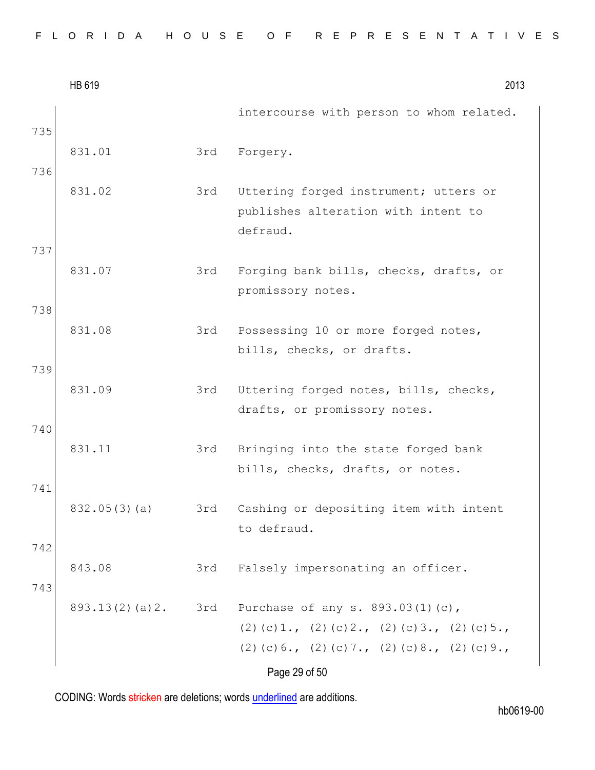intercourse with person to whom related.

735

| | | |
|---|---|---|
| 831.01 | 3rd | Forgery. |

736

| | | |
|---|---|---|
| 831.02 | 3rd | Uttering forged instrument; utters or publishes alteration with intent to defraud. |

737

| | | |
|---|---|---|
| 831.07 | 3rd | Forging bank bills, checks, drafts, or promissory notes. |

738

| | | |
|---|---|---|
| 831.08 | 3rd | Possessing 10 or more forged notes, bills, checks, or drafts. |

739

| | | |
|---|---|---|
| 831.09 | 3rd | Uttering forged notes, bills, checks, drafts, or promissory notes. |

740

| | | |
|---|---|---|
| 831.11 | 3rd | Bringing into the state forged bank bills, checks, drafts, or notes. |

741

| | | |
|---|---|---|
| 832.05(3)(a) | 3rd | Cashing or depositing item with intent to defraud. |

742

| | | |
|---|---|---|
| 843.08 | 3rd | Falsely impersonating an officer. |

743

| | | |
|---|---|---|
| 893.13(2)(a)2. | 3rd | Purchase of any s. 893.03(1)(c), (2)(c)1., (2)(c)2., (2)(c)3., (2)(c)5., (2)(c)6., (2)(c)7., (2)(c)8., (2)(c)9., |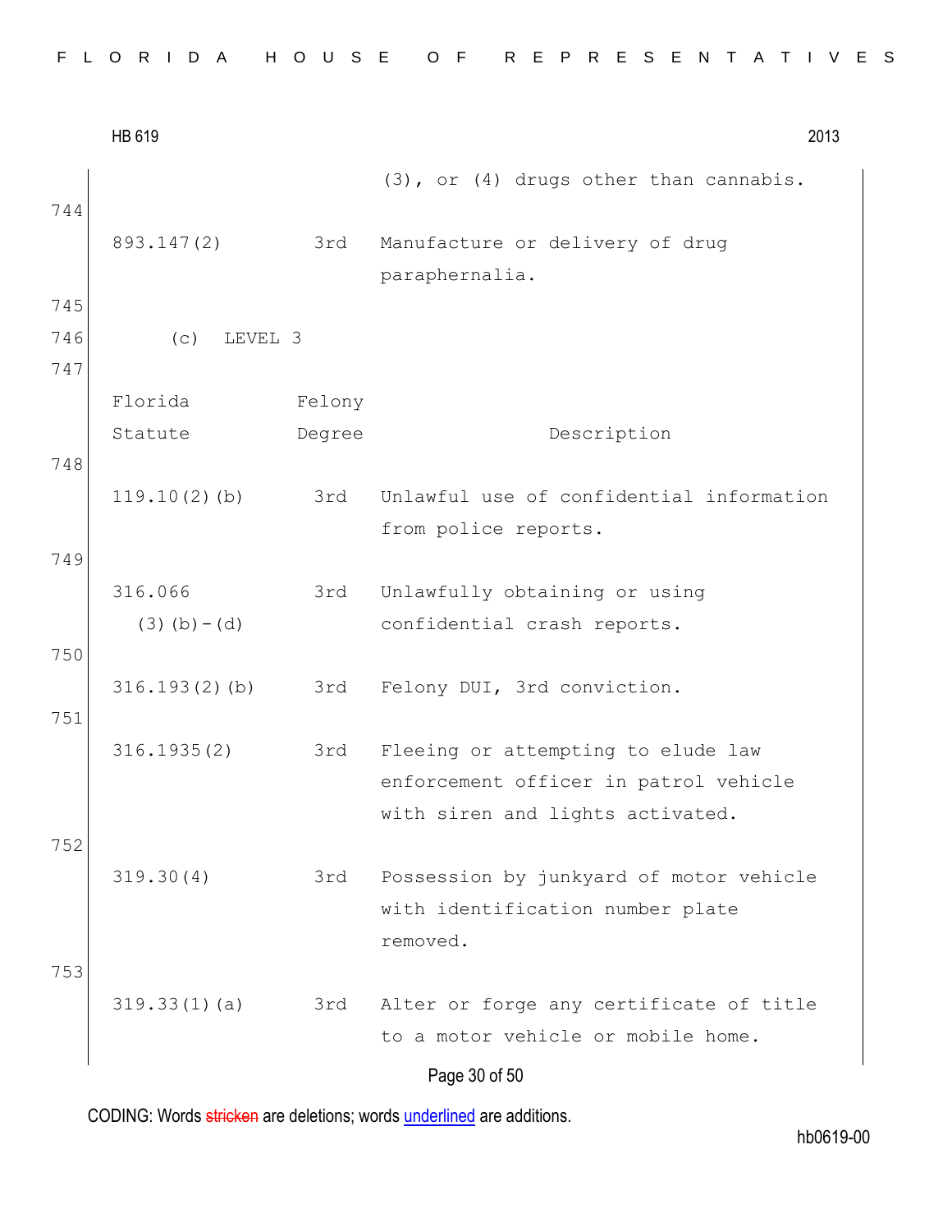(3), or (4) drugs other than cannabis.

| | | |
|---|---|---|
| 893.147(2) | 3rd | Manufacture or delivery of drug paraphernalia. |

(c) LEVEL 3

| Florida Statute | Felony Degree | Description |
|---|---|---|
| 119.10(2)(b) | 3rd | Unlawful use of confidential information from police reports. |
| 316.066 (3)(b)-(d) | 3rd | Unlawfully obtaining or using confidential crash reports. |
| 316.193(2)(b) | 3rd | Felony DUI, 3rd conviction. |
| 316.1935(2) | 3rd | Fleeing or attempting to elude law enforcement officer in patrol vehicle with siren and lights activated. |
| 319.30(4) | 3rd | Possession by junkyard of motor vehicle with identification number plate removed. |
| 319.33(1)(a) | 3rd | Alter or forge any certificate of title to a motor vehicle or mobile home. |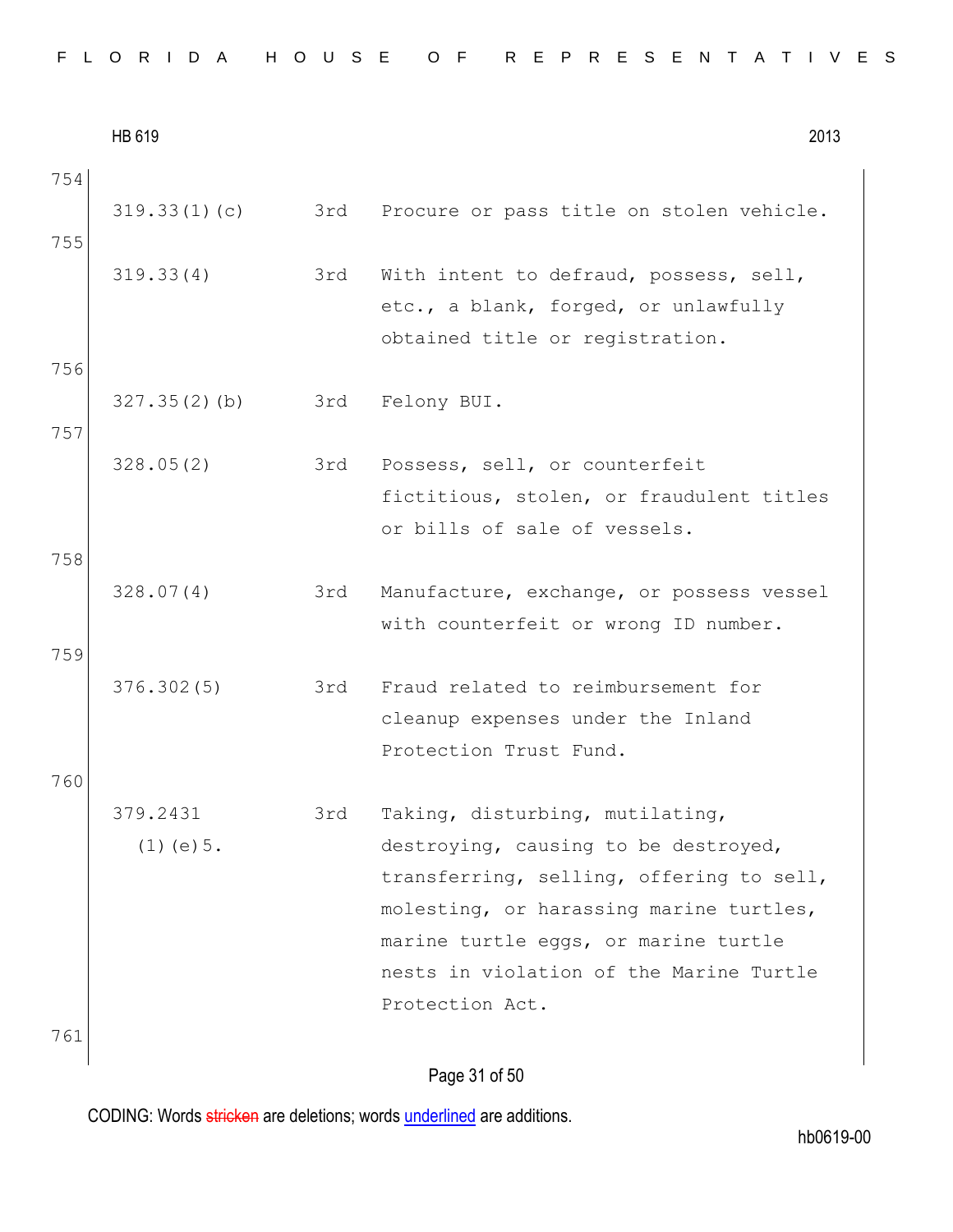| | | | |
|---|---|---|---|
| 754 | | | |
| | 319.33(1)(c) | 3rd | Procure or pass title on stolen vehicle. |
| 755 | | | |
| | 319.33(4) | 3rd | With intent to defraud, possess, sell, etc., a blank, forged, or unlawfully obtained title or registration. |
| 756 | | | |
| | 327.35(2)(b) | 3rd | Felony BUI. |
| 757 | | | |
| | 328.05(2) | 3rd | Possess, sell, or counterfeit fictitious, stolen, or fraudulent titles or bills of sale of vessels. |
| 758 | | | |
| | 328.07(4) | 3rd | Manufacture, exchange, or possess vessel with counterfeit or wrong ID number. |
| 759 | | | |
| | 376.302(5) | 3rd | Fraud related to reimbursement for cleanup expenses under the Inland Protection Trust Fund. |
| 760 | | | |
| | 379.2431 (1)(e)5. | 3rd | Taking, disturbing, mutilating, destroying, causing to be destroyed, transferring, selling, offering to sell, molesting, or harassing marine turtles, marine turtle eggs, or marine turtle nests in violation of the Marine Turtle Protection Act. |
| 761 | | | |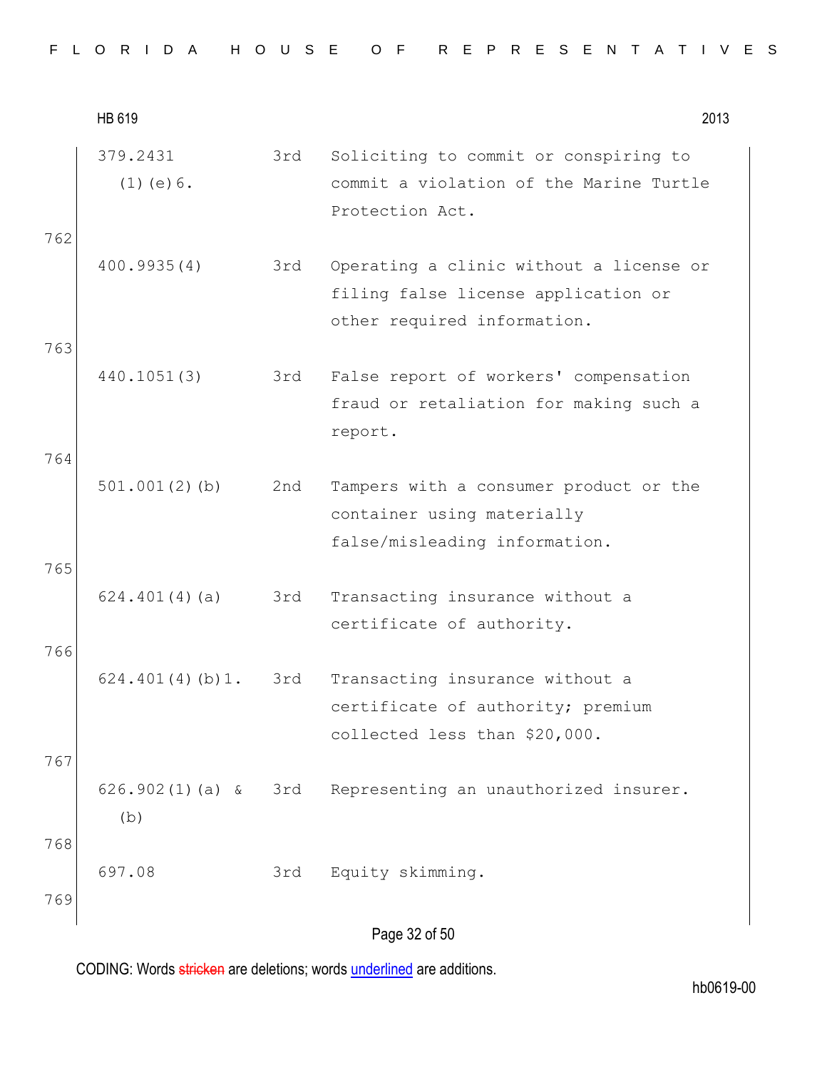| | | | |
|---|---|---|---|
| | 379.2431 (1)(e)6. | 3rd | Soliciting to commit or conspiring to commit a violation of the Marine Turtle Protection Act. |
| 762 | | | |
| | 400.9935(4) | 3rd | Operating a clinic without a license or filing false license application or other required information. |
| 763 | | | |
| | 440.1051(3) | 3rd | False report of workers' compensation fraud or retaliation for making such a report. |
| 764 | | | |
| | 501.001(2)(b) | 2nd | Tampers with a consumer product or the container using materially false/misleading information. |
| 765 | | | |
| | 624.401(4)(a) | 3rd | Transacting insurance without a certificate of authority. |
| 766 | | | |
| | 624.401(4)(b)1. | 3rd | Transacting insurance without a certificate of authority; premium collected less than $20,000. |
| 767 | | | |
| | 626.902(1)(a) & (b) | 3rd | Representing an unauthorized insurer. |
| 768 | | | |
| | 697.08 | 3rd | Equity skimming. |
| 769 | | | |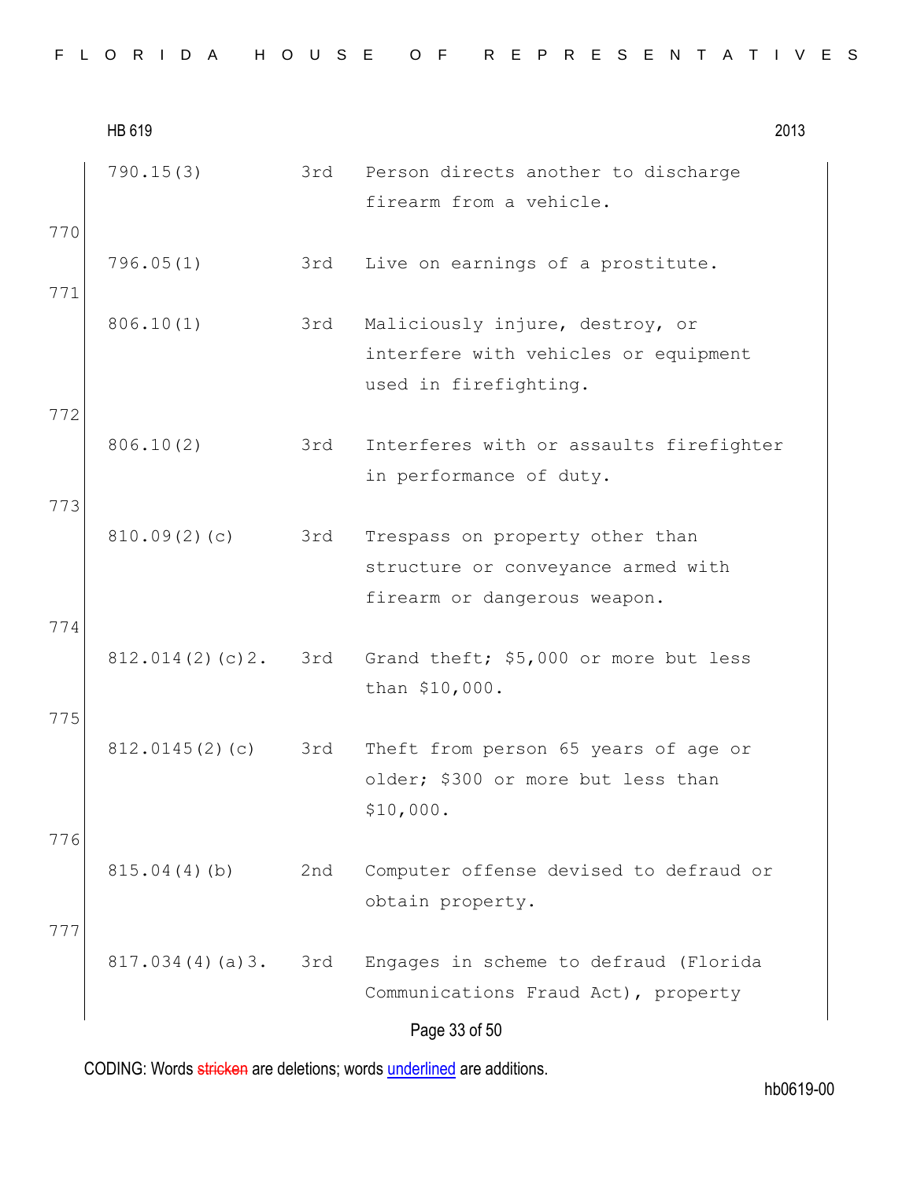| | | | |
|---|---|---|---|
| | 790.15(3) | 3rd | Person directs another to discharge firearm from a vehicle. |
| 770 | 796.05(1) | 3rd | Live on earnings of a prostitute. |
| 771 | 806.10(1) | 3rd | Maliciously injure, destroy, or interfere with vehicles or equipment used in firefighting. |
| 772 | 806.10(2) | 3rd | Interferes with or assaults firefighter in performance of duty. |
| 773 | 810.09(2)(c) | 3rd | Trespass on property other than structure or conveyance armed with firearm or dangerous weapon. |
| 774 | 812.014(2)(c)2. | 3rd | Grand theft; $5,000 or more but less than $10,000. |
| 775 | 812.0145(2)(c) | 3rd | Theft from person 65 years of age or older; $300 or more but less than $10,000. |
| 776 | 815.04(4)(b) | 2nd | Computer offense devised to defraud or obtain property. |
| 777 | 817.034(4)(a)3. | 3rd | Engages in scheme to defraud (Florida Communications Fraud Act), property |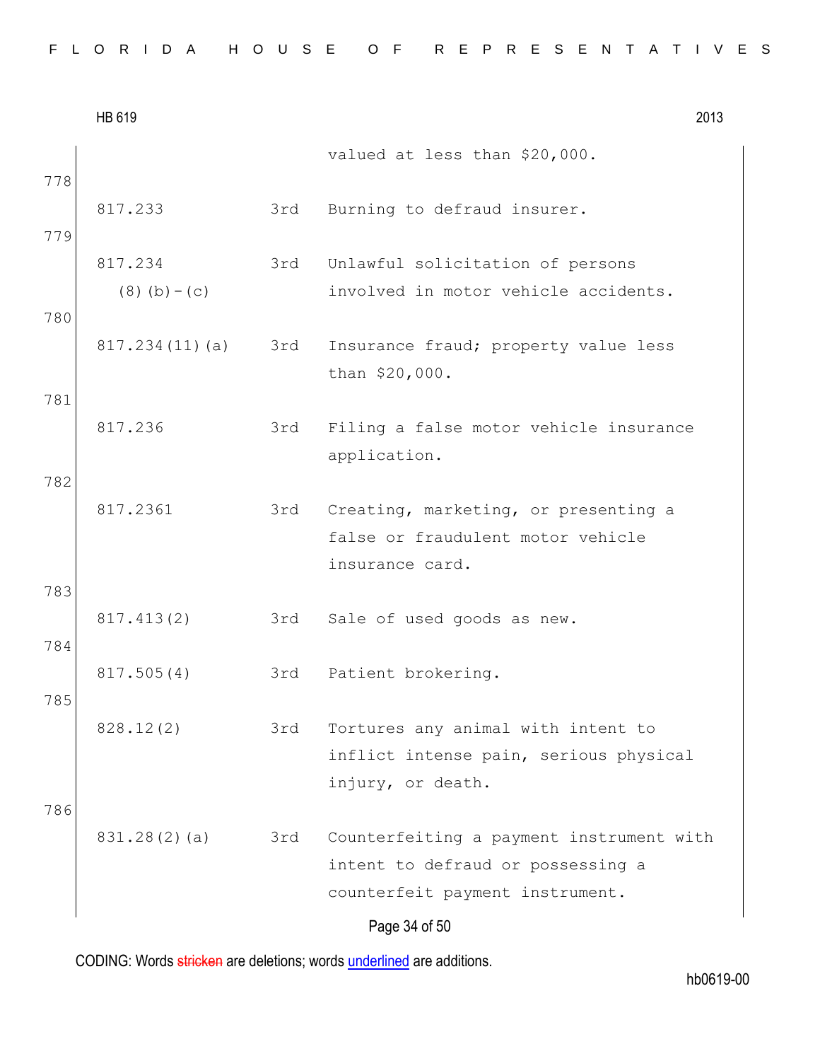| | | |
|---|---|---|
| | | valued at less than $20,000. |
| 817.233 | 3rd | Burning to defraud insurer. |
| 817.234 (8)(b)-(c) | 3rd | Unlawful solicitation of persons involved in motor vehicle accidents. |
| 817.234(11)(a) | 3rd | Insurance fraud; property value less than $20,000. |
| 817.236 | 3rd | Filing a false motor vehicle insurance application. |
| 817.2361 | 3rd | Creating, marketing, or presenting a false or fraudulent motor vehicle insurance card. |
| 817.413(2) | 3rd | Sale of used goods as new. |
| 817.505(4) | 3rd | Patient brokering. |
| 828.12(2) | 3rd | Tortures any animal with intent to inflict intense pain, serious physical injury, or death. |
| 831.28(2)(a) | 3rd | Counterfeiting a payment instrument with intent to defraud or possessing a counterfeit payment instrument. |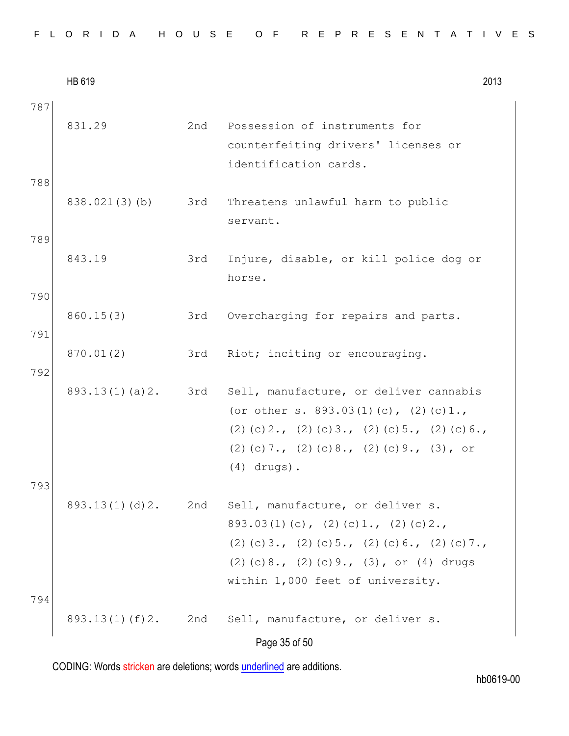787

| | | |
|---|---|---|
| 831.29 | 2nd | Possession of instruments for counterfeiting drivers' licenses or identification cards. |

788

| | | |
|---|---|---|
| 838.021(3)(b) | 3rd | Threatens unlawful harm to public servant. |

789

| | | |
|---|---|---|
| 843.19 | 3rd | Injure, disable, or kill police dog or horse. |

790

| | | |
|---|---|---|
| 860.15(3) | 3rd | Overcharging for repairs and parts. |

791

| | | |
|---|---|---|
| 870.01(2) | 3rd | Riot; inciting or encouraging. |

792

| | | |
|---|---|---|
| 893.13(1)(a)2. | 3rd | Sell, manufacture, or deliver cannabis (or other s. 893.03(1)(c), (2)(c)1., (2)(c)2., (2)(c)3., (2)(c)5., (2)(c)6., (2)(c)7., (2)(c)8., (2)(c)9., (3), or (4) drugs). |

793

| | | |
|---|---|---|
| 893.13(1)(d)2. | 2nd | Sell, manufacture, or deliver s. 893.03(1)(c), (2)(c)1., (2)(c)2., (2)(c)3., (2)(c)5., (2)(c)6., (2)(c)7., (2)(c)8., (2)(c)9., (3), or (4) drugs within 1,000 feet of university. |

794

| | | |
|---|---|---|
| 893.13(1)(f)2. | 2nd | Sell, manufacture, or deliver s. |

CODING: Words ~~stricken~~ are deletions; words <u>underlined</u> are additions.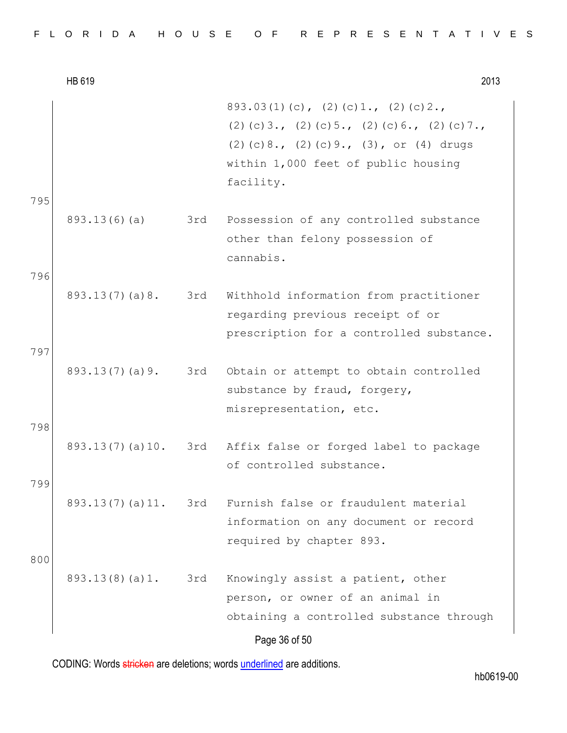| | | |
|---|---|---|
| | | 893.03(1)(c), (2)(c)1., (2)(c)2., (2)(c)3., (2)(c)5., (2)(c)6., (2)(c)7., (2)(c)8., (2)(c)9., (3), or (4) drugs within 1,000 feet of public housing facility. |
| 893.13(6)(a) | 3rd | Possession of any controlled substance other than felony possession of cannabis. |
| 893.13(7)(a)8. | 3rd | Withhold information from practitioner regarding previous receipt of or prescription for a controlled substance. |
| 893.13(7)(a)9. | 3rd | Obtain or attempt to obtain controlled substance by fraud, forgery, misrepresentation, etc. |
| 893.13(7)(a)10. | 3rd | Affix false or forged label to package of controlled substance. |
| 893.13(7)(a)11. | 3rd | Furnish false or fraudulent material information on any document or record required by chapter 893. |
| 893.13(8)(a)1. | 3rd | Knowingly assist a patient, other person, or owner of an animal in obtaining a controlled substance through |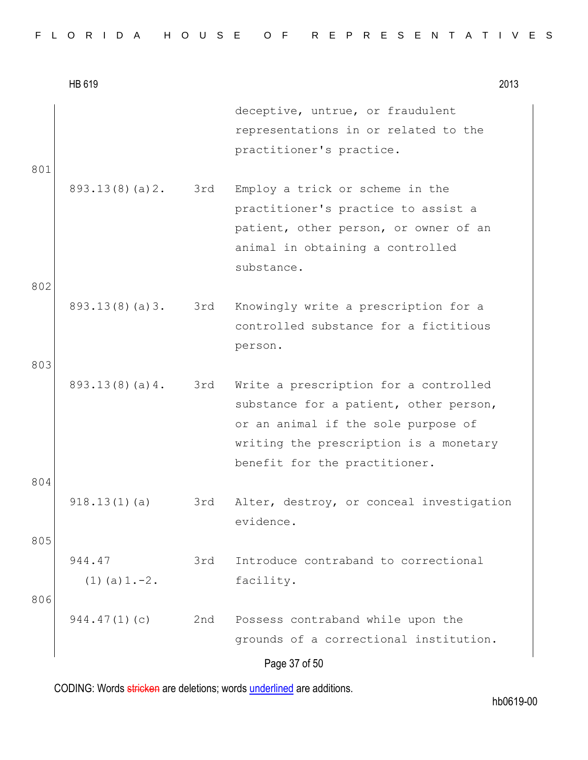| | | |
|---|---|---|
| | | deceptive, untrue, or fraudulent representations in or related to the practitioner's practice. |
| 893.13(8)(a)2. | 3rd | Employ a trick or scheme in the practitioner's practice to assist a patient, other person, or owner of an animal in obtaining a controlled substance. |
| 893.13(8)(a)3. | 3rd | Knowingly write a prescription for a controlled substance for a fictitious person. |
| 893.13(8)(a)4. | 3rd | Write a prescription for a controlled substance for a patient, other person, or an animal if the sole purpose of writing the prescription is a monetary benefit for the practitioner. |
| 918.13(1)(a) | 3rd | Alter, destroy, or conceal investigation evidence. |
| 944.47 (1)(a)1.-2. | 3rd | Introduce contraband to correctional facility. |
| 944.47(1)(c) | 2nd | Possess contraband while upon the grounds of a correctional institution. |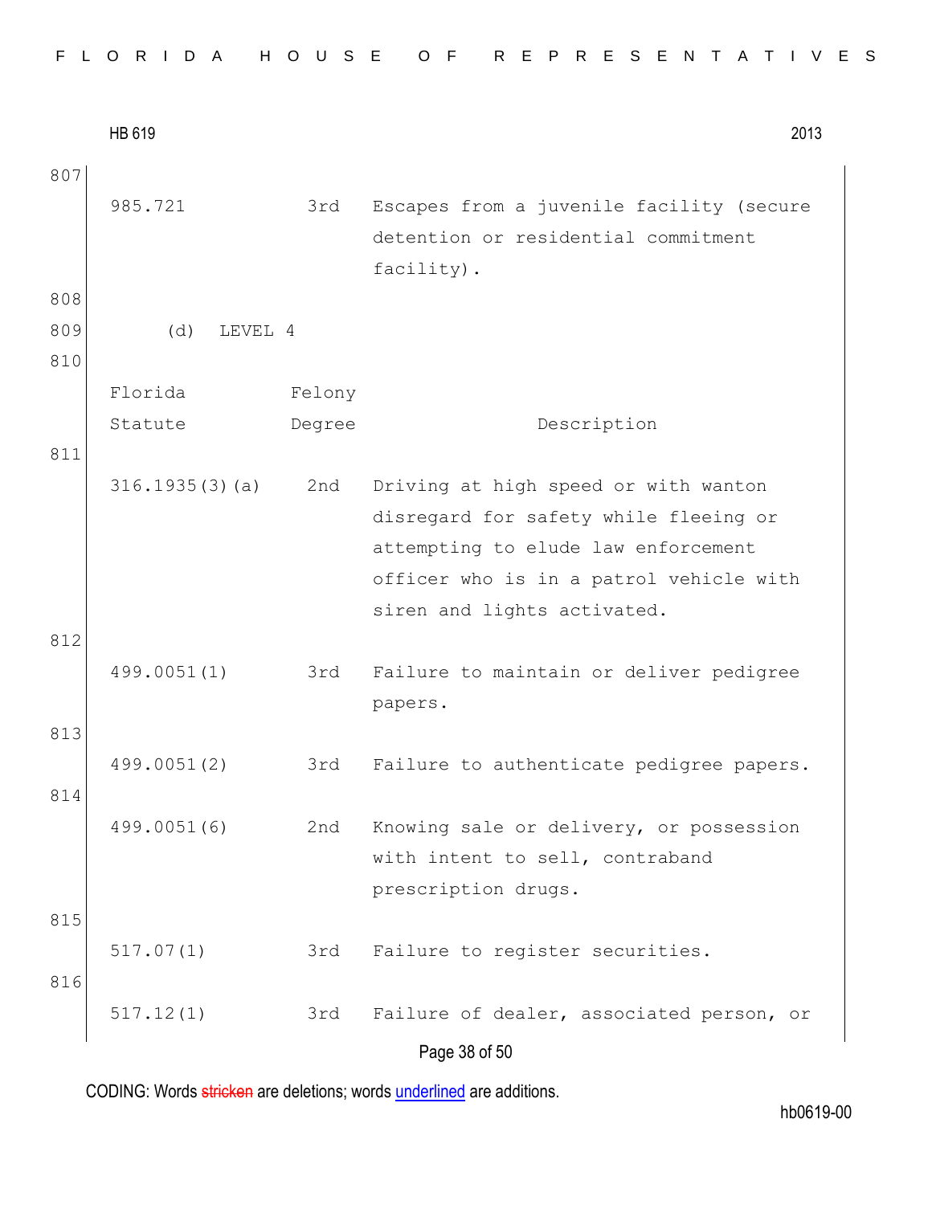807

| | | |
|---|---|---|
| 985.721 | 3rd | Escapes from a juvenile facility (secure detention or residential commitment facility). |

808

809 (d) LEVEL 4

810

| Florida Statute | Felony Degree | Description |
|---|---|---|
| 316.1935(3)(a) | 2nd | Driving at high speed or with wanton disregard for safety while fleeing or attempting to elude law enforcement officer who is in a patrol vehicle with siren and lights activated. |
| 499.0051(1) | 3rd | Failure to maintain or deliver pedigree papers. |
| 499.0051(2) | 3rd | Failure to authenticate pedigree papers. |
| 499.0051(6) | 2nd | Knowing sale or delivery, or possession with intent to sell, contraband prescription drugs. |
| 517.07(1) | 3rd | Failure to register securities. |
| 517.12(1) | 3rd | Failure of dealer, associated person, or |

811–816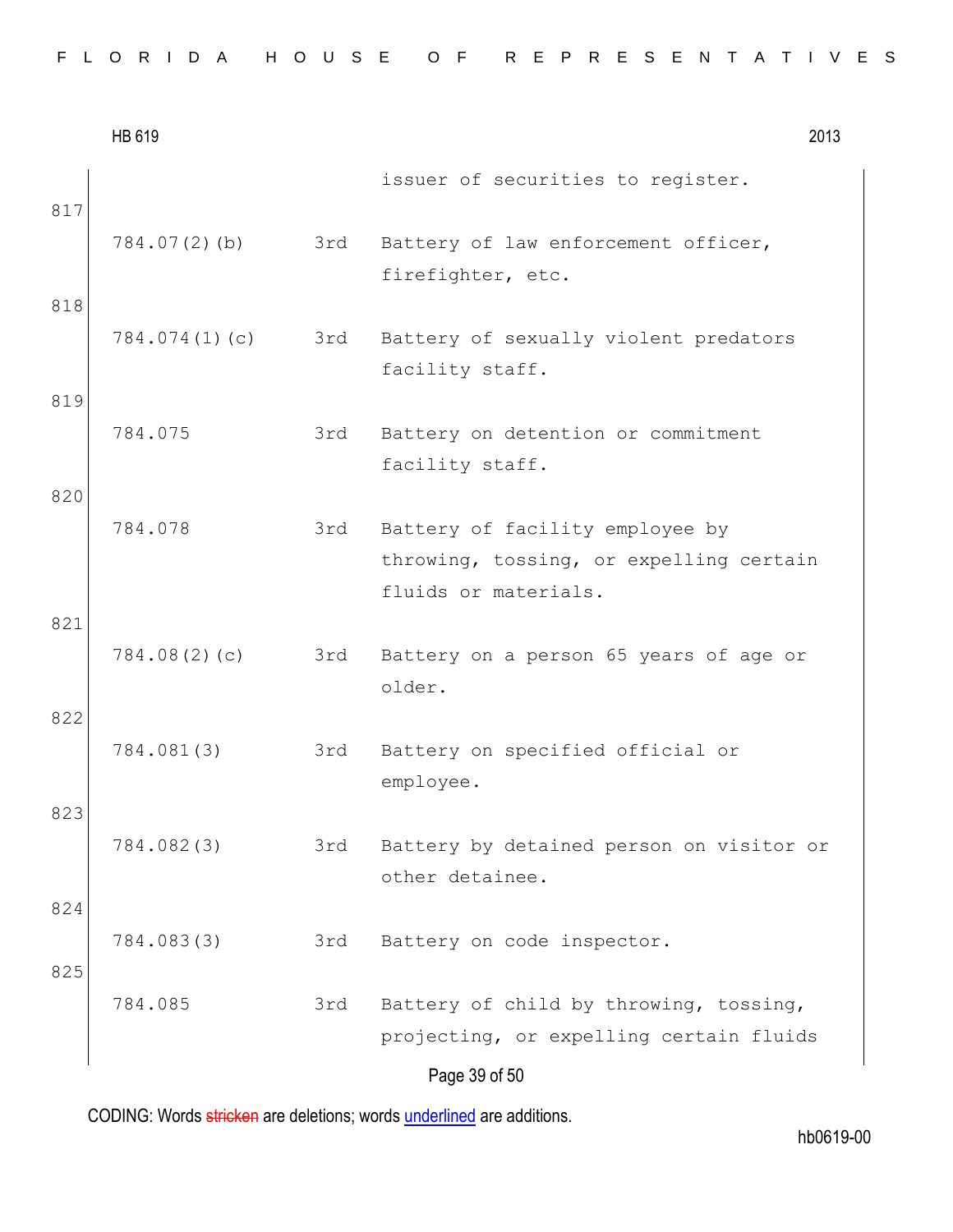| | | issuer of securities to register. |
|---|---|---|
| 817 | | |
| 784.07(2)(b) | 3rd | Battery of law enforcement officer, firefighter, etc. |
| 818 | | |
| 784.074(1)(c) | 3rd | Battery of sexually violent predators facility staff. |
| 819 | | |
| 784.075 | 3rd | Battery on detention or commitment facility staff. |
| 820 | | |
| 784.078 | 3rd | Battery of facility employee by throwing, tossing, or expelling certain fluids or materials. |
| 821 | | |
| 784.08(2)(c) | 3rd | Battery on a person 65 years of age or older. |
| 822 | | |
| 784.081(3) | 3rd | Battery on specified official or employee. |
| 823 | | |
| 784.082(3) | 3rd | Battery by detained person on visitor or other detainee. |
| 824 | | |
| 784.083(3) | 3rd | Battery on code inspector. |
| 825 | | |
| 784.085 | 3rd | Battery of child by throwing, tossing, projecting, or expelling certain fluids |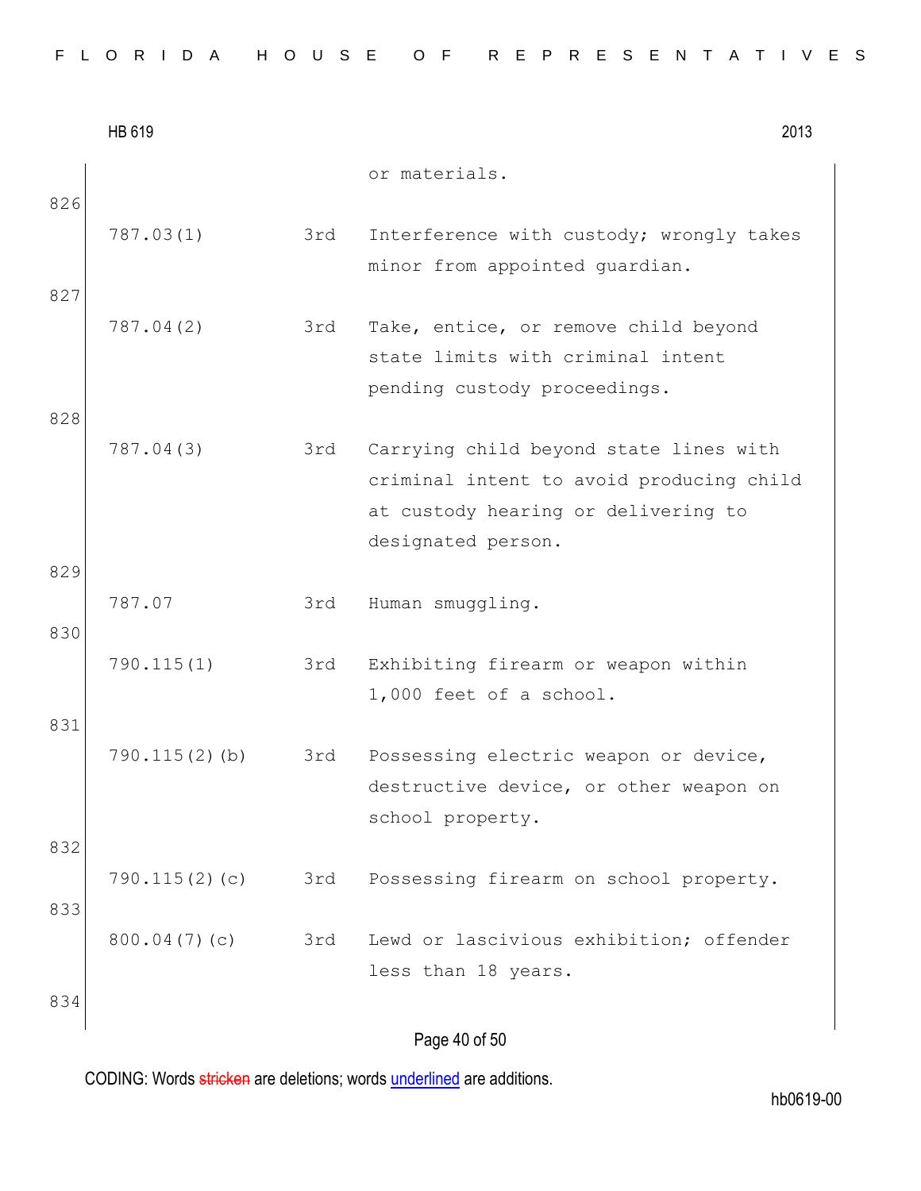| | | or materials. |
|---|---|---|
| 787.03(1) | 3rd | Interference with custody; wrongly takes minor from appointed guardian. |
| 787.04(2) | 3rd | Take, entice, or remove child beyond state limits with criminal intent pending custody proceedings. |
| 787.04(3) | 3rd | Carrying child beyond state lines with criminal intent to avoid producing child at custody hearing or delivering to designated person. |
| 787.07 | 3rd | Human smuggling. |
| 790.115(1) | 3rd | Exhibiting firearm or weapon within 1,000 feet of a school. |
| 790.115(2)(b) | 3rd | Possessing electric weapon or device, destructive device, or other weapon on school property. |
| 790.115(2)(c) | 3rd | Possessing firearm on school property. |
| 800.04(7)(c) | 3rd | Lewd or lascivious exhibition; offender less than 18 years. |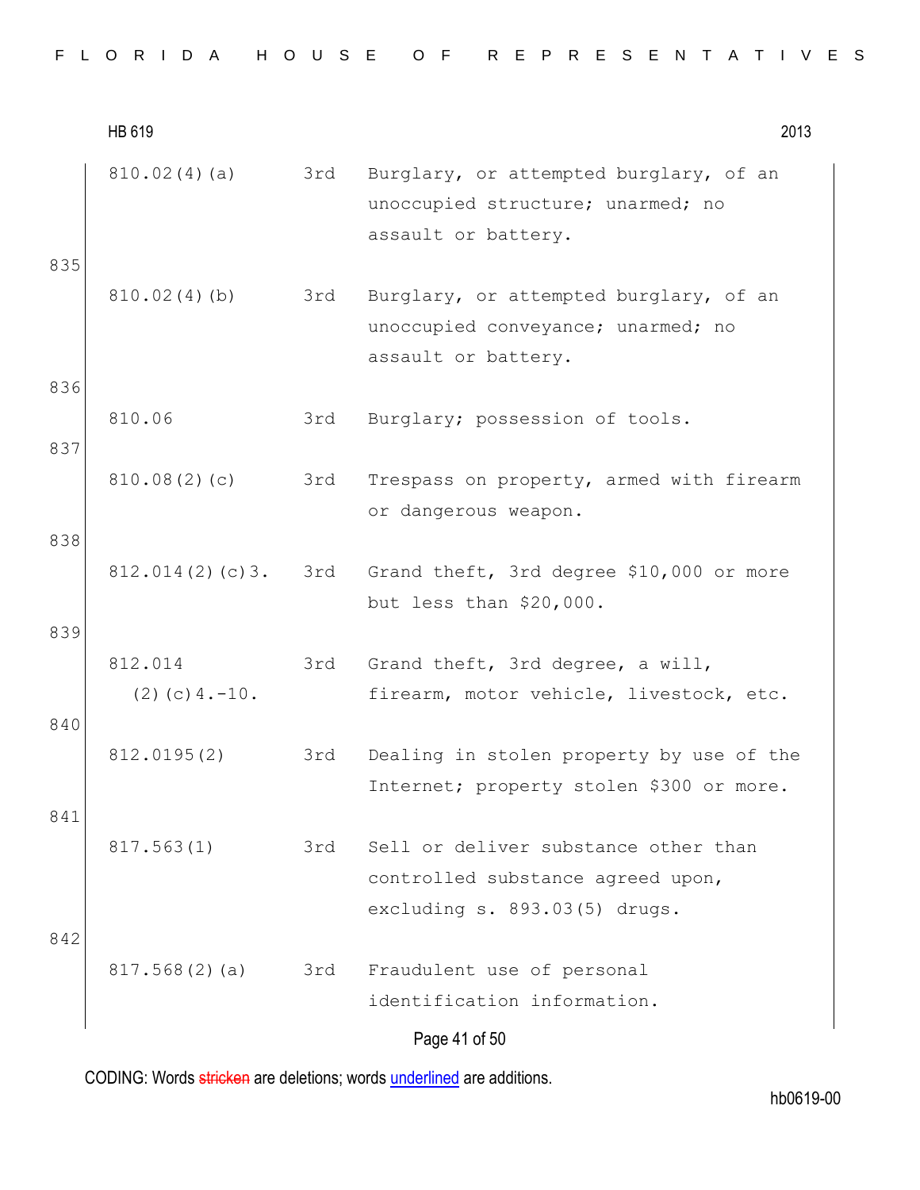| | | |
|---|---|---|
| 810.02(4)(a) | 3rd | Burglary, or attempted burglary, of an unoccupied structure; unarmed; no assault or battery. |
| 810.02(4)(b) | 3rd | Burglary, or attempted burglary, of an unoccupied conveyance; unarmed; no assault or battery. |
| 810.06 | 3rd | Burglary; possession of tools. |
| 810.08(2)(c) | 3rd | Trespass on property, armed with firearm or dangerous weapon. |
| 812.014(2)(c)3. | 3rd | Grand theft, 3rd degree $10,000 or more but less than $20,000. |
| 812.014 (2)(c)4.-10. | 3rd | Grand theft, 3rd degree, a will, firearm, motor vehicle, livestock, etc. |
| 812.0195(2) | 3rd | Dealing in stolen property by use of the Internet; property stolen $300 or more. |
| 817.563(1) | 3rd | Sell or deliver substance other than controlled substance agreed upon, excluding s. 893.03(5) drugs. |
| 817.568(2)(a) | 3rd | Fraudulent use of personal identification information. |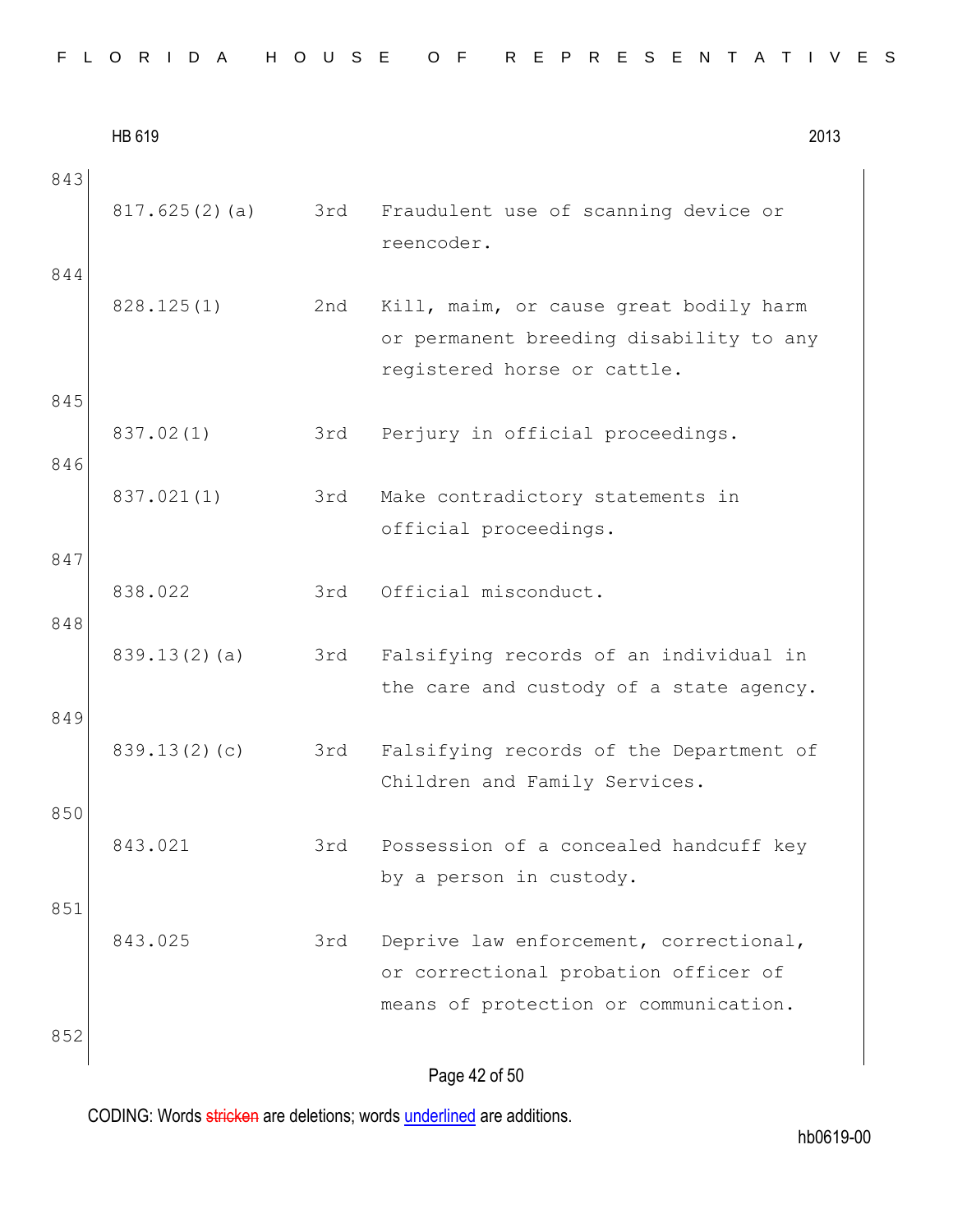843

| | | |
|---|---|---|
| 817.625(2)(a) | 3rd | Fraudulent use of scanning device or reencoder. |

844

| | | |
|---|---|---|
| 828.125(1) | 2nd | Kill, maim, or cause great bodily harm or permanent breeding disability to any registered horse or cattle. |

845

| | | |
|---|---|---|
| 837.02(1) | 3rd | Perjury in official proceedings. |

846

| | | |
|---|---|---|
| 837.021(1) | 3rd | Make contradictory statements in official proceedings. |

847

| | | |
|---|---|---|
| 838.022 | 3rd | Official misconduct. |

848

| | | |
|---|---|---|
| 839.13(2)(a) | 3rd | Falsifying records of an individual in the care and custody of a state agency. |

849

| | | |
|---|---|---|
| 839.13(2)(c) | 3rd | Falsifying records of the Department of Children and Family Services. |

850

| | | |
|---|---|---|
| 843.021 | 3rd | Possession of a concealed handcuff key by a person in custody. |

851

| | | |
|---|---|---|
| 843.025 | 3rd | Deprive law enforcement, correctional, or correctional probation officer of means of protection or communication. |

852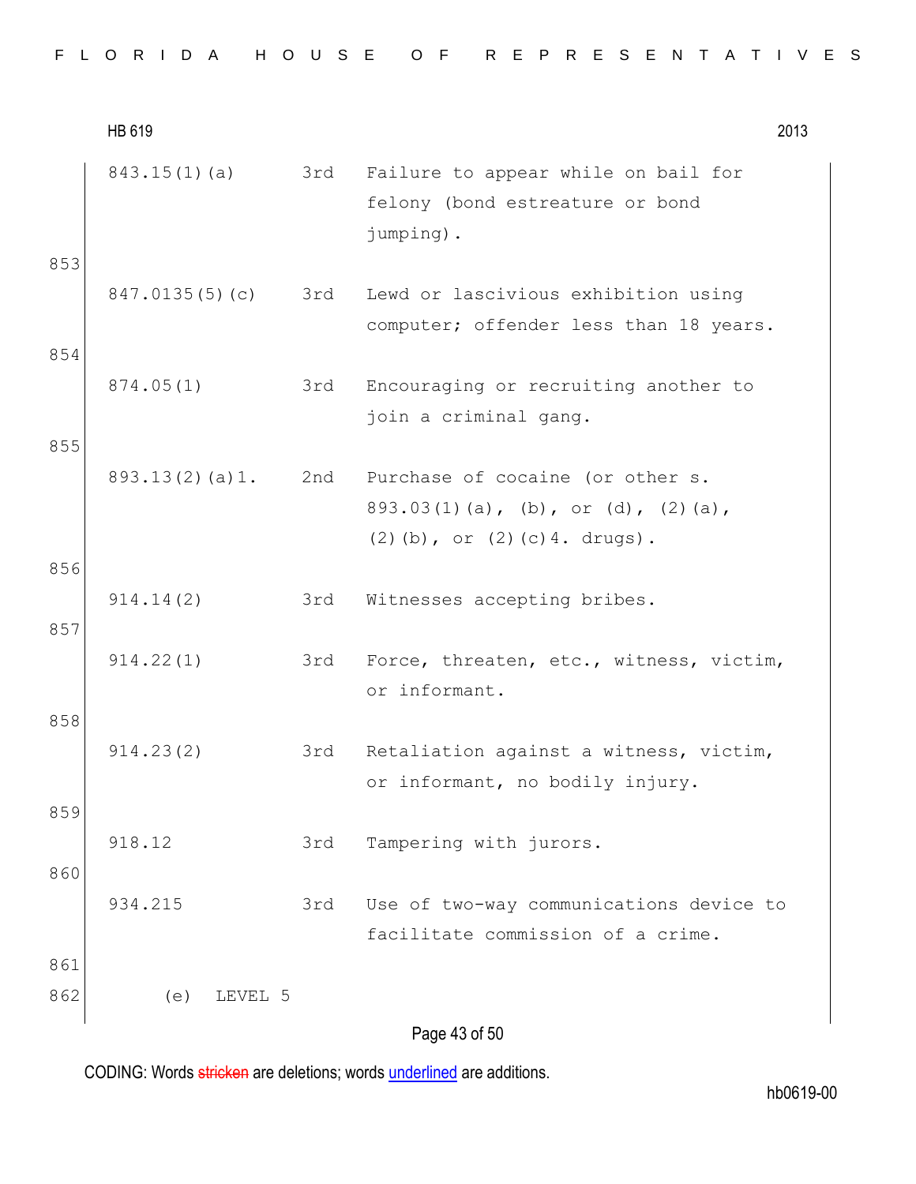| | | |
|---|---|---|
| 843.15(1)(a) | 3rd | Failure to appear while on bail for felony (bond estreature or bond jumping). |
| 847.0135(5)(c) | 3rd | Lewd or lascivious exhibition using computer; offender less than 18 years. |
| 874.05(1) | 3rd | Encouraging or recruiting another to join a criminal gang. |
| 893.13(2)(a)1. | 2nd | Purchase of cocaine (or other s. 893.03(1)(a), (b), or (d), (2)(a), (2)(b), or (2)(c)4. drugs). |
| 914.14(2) | 3rd | Witnesses accepting bribes. |
| 914.22(1) | 3rd | Force, threaten, etc., witness, victim, or informant. |
| 914.23(2) | 3rd | Retaliation against a witness, victim, or informant, no bodily injury. |
| 918.12 | 3rd | Tampering with jurors. |
| 934.215 | 3rd | Use of two-way communications device to facilitate commission of a crime. |

(e) LEVEL 5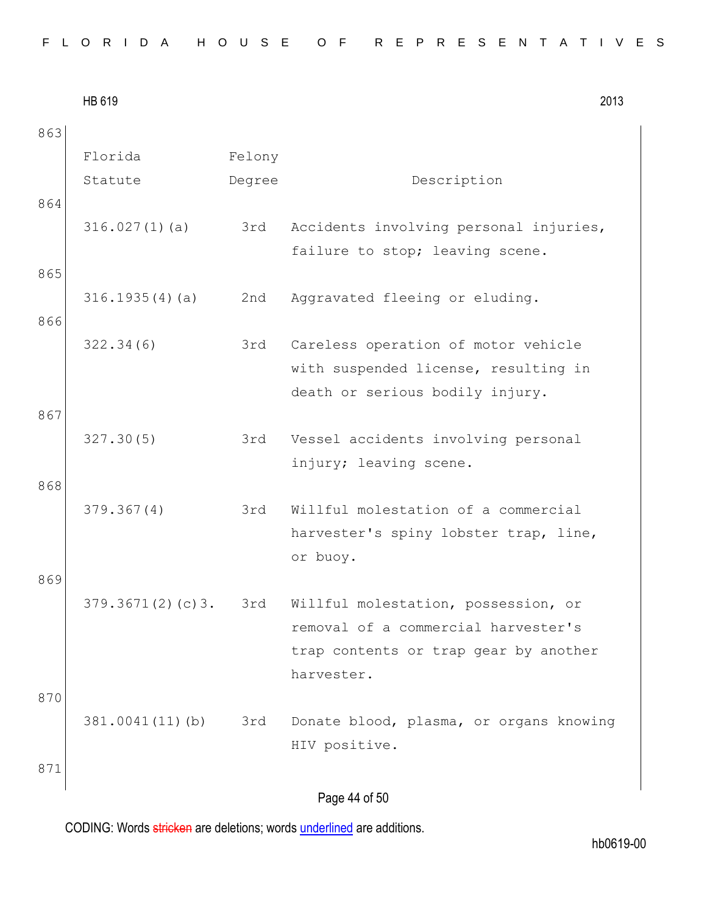| Florida Statute | Felony Degree | Description |
|---|---|---|
| 316.027(1)(a) | 3rd | Accidents involving personal injuries, failure to stop; leaving scene. |
| 316.1935(4)(a) | 2nd | Aggravated fleeing or eluding. |
| 322.34(6) | 3rd | Careless operation of motor vehicle with suspended license, resulting in death or serious bodily injury. |
| 327.30(5) | 3rd | Vessel accidents involving personal injury; leaving scene. |
| 379.367(4) | 3rd | Willful molestation of a commercial harvester's spiny lobster trap, line, or buoy. |
| 379.3671(2)(c)3. | 3rd | Willful molestation, possession, or removal of a commercial harvester's trap contents or trap gear by another harvester. |
| 381.0041(11)(b) | 3rd | Donate blood, plasma, or organs knowing HIV positive. |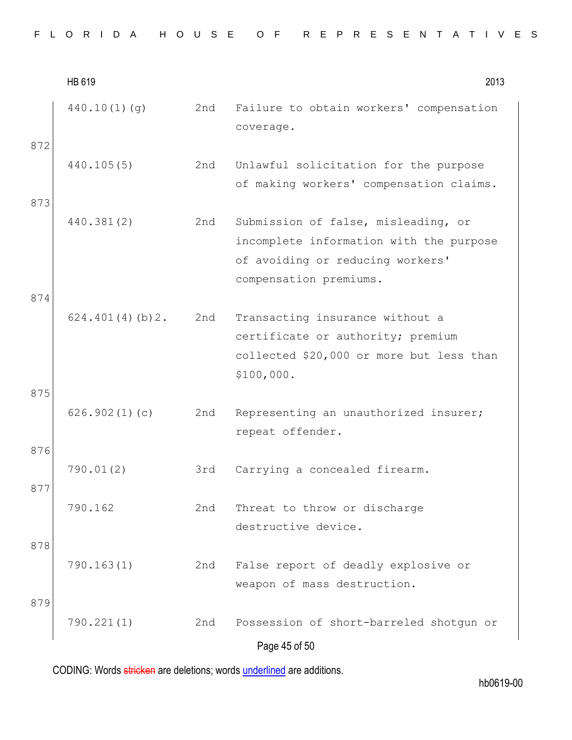| | | |
|---|---|---|
| 440.10(1)(g) | 2nd | Failure to obtain workers' compensation coverage. |
| 440.105(5) | 2nd | Unlawful solicitation for the purpose of making workers' compensation claims. |
| 440.381(2) | 2nd | Submission of false, misleading, or incomplete information with the purpose of avoiding or reducing workers' compensation premiums. |
| 624.401(4)(b)2. | 2nd | Transacting insurance without a certificate or authority; premium collected $20,000 or more but less than $100,000. |
| 626.902(1)(c) | 2nd | Representing an unauthorized insurer; repeat offender. |
| 790.01(2) | 3rd | Carrying a concealed firearm. |
| 790.162 | 2nd | Threat to throw or discharge destructive device. |
| 790.163(1) | 2nd | False report of deadly explosive or weapon of mass destruction. |
| 790.221(1) | 2nd | Possession of short-barreled shotgun or |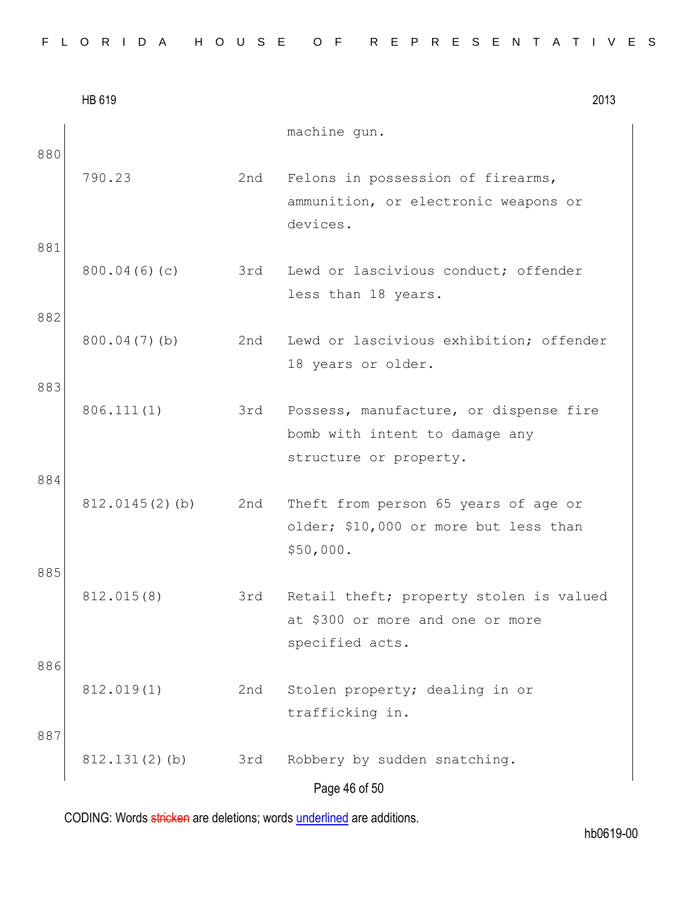HB 619 2013

| | | |
|---|---|---|
| | | machine gun. |
| 790.23 | 2nd | Felons in possession of firearms, ammunition, or electronic weapons or devices. |
| 800.04(6)(c) | 3rd | Lewd or lascivious conduct; offender less than 18 years. |
| 800.04(7)(b) | 2nd | Lewd or lascivious exhibition; offender 18 years or older. |
| 806.111(1) | 3rd | Possess, manufacture, or dispense fire bomb with intent to damage any structure or property. |
| 812.0145(2)(b) | 2nd | Theft from person 65 years of age or older; $10,000 or more but less than $50,000. |
| 812.015(8) | 3rd | Retail theft; property stolen is valued at $300 or more and one or more specified acts. |
| 812.019(1) | 2nd | Stolen property; dealing in or trafficking in. |
| 812.131(2)(b) | 3rd | Robbery by sudden snatching. |

CODING: Words stricken are deletions; words underlined are additions.

hb0619-00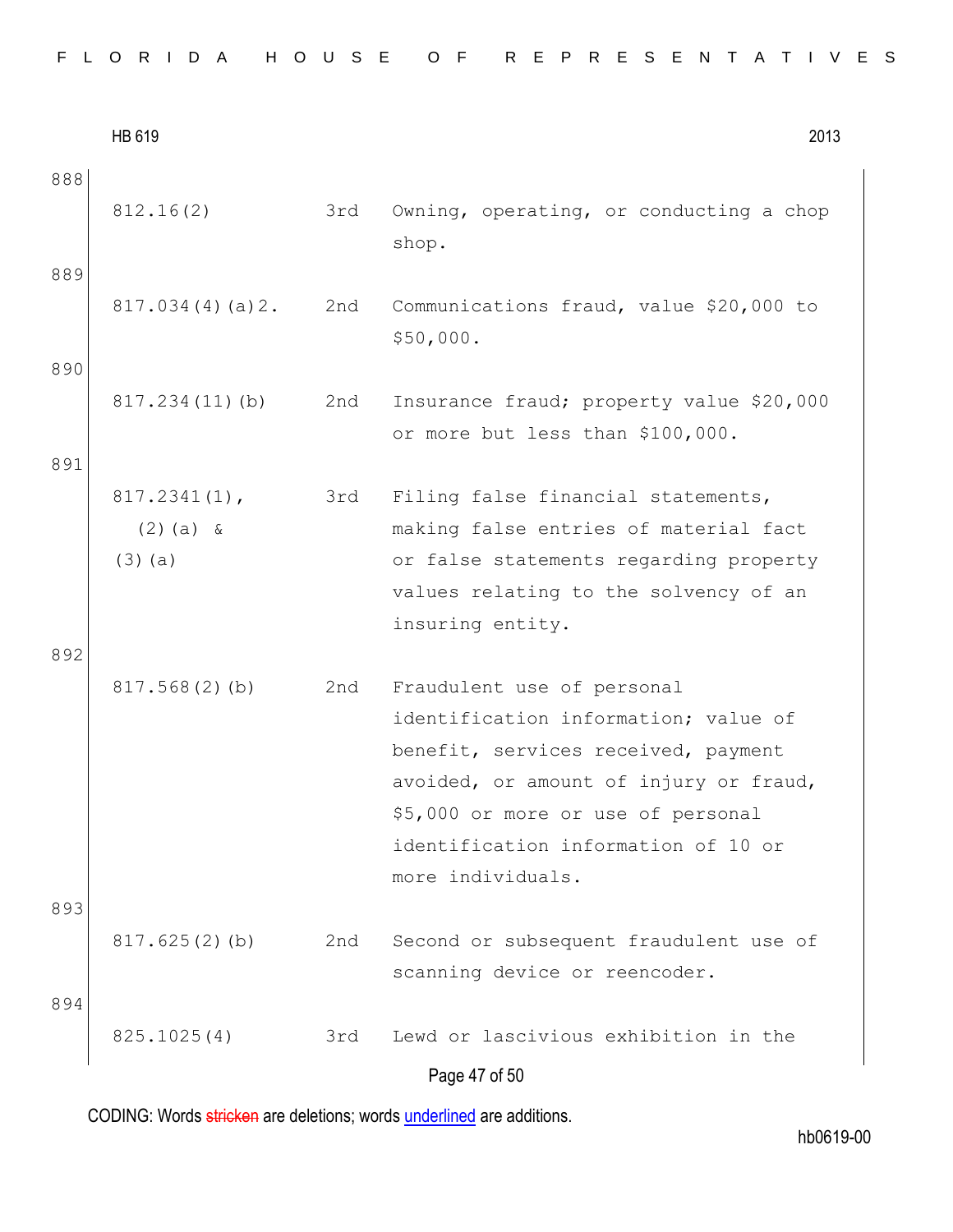| | | | |
|---|---|---|---|
| 888 | 812.16(2) | 3rd | Owning, operating, or conducting a chop shop. |
| 889 | 817.034(4)(a)2. | 2nd | Communications fraud, value $20,000 to $50,000. |
| 890 | 817.234(11)(b) | 2nd | Insurance fraud; property value $20,000 or more but less than $100,000. |
| 891 | 817.2341(1), (2)(a) & (3)(a) | 3rd | Filing false financial statements, making false entries of material fact or false statements regarding property values relating to the solvency of an insuring entity. |
| 892 | 817.568(2)(b) | 2nd | Fraudulent use of personal identification information; value of benefit, services received, payment avoided, or amount of injury or fraud, $5,000 or more or use of personal identification information of 10 or more individuals. |
| 893 | 817.625(2)(b) | 2nd | Second or subsequent fraudulent use of scanning device or reencoder. |
| 894 | 825.1025(4) | 3rd | Lewd or lascivious exhibition in the |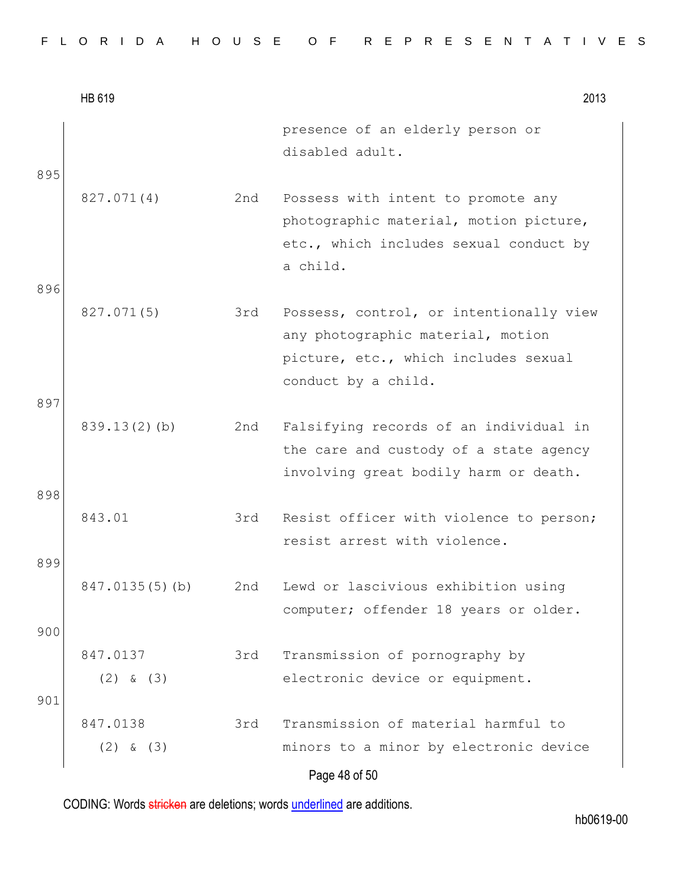| | | presence of an elderly person or disabled adult. |
|---|---|---|
| 827.071(4) | 2nd | Possess with intent to promote any photographic material, motion picture, etc., which includes sexual conduct by a child. |
| 827.071(5) | 3rd | Possess, control, or intentionally view any photographic material, motion picture, etc., which includes sexual conduct by a child. |
| 839.13(2)(b) | 2nd | Falsifying records of an individual in the care and custody of a state agency involving great bodily harm or death. |
| 843.01 | 3rd | Resist officer with violence to person; resist arrest with violence. |
| 847.0135(5)(b) | 2nd | Lewd or lascivious exhibition using computer; offender 18 years or older. |
| 847.0137 (2) & (3) | 3rd | Transmission of pornography by electronic device or equipment. |
| 847.0138 (2) & (3) | 3rd | Transmission of material harmful to minors to a minor by electronic device |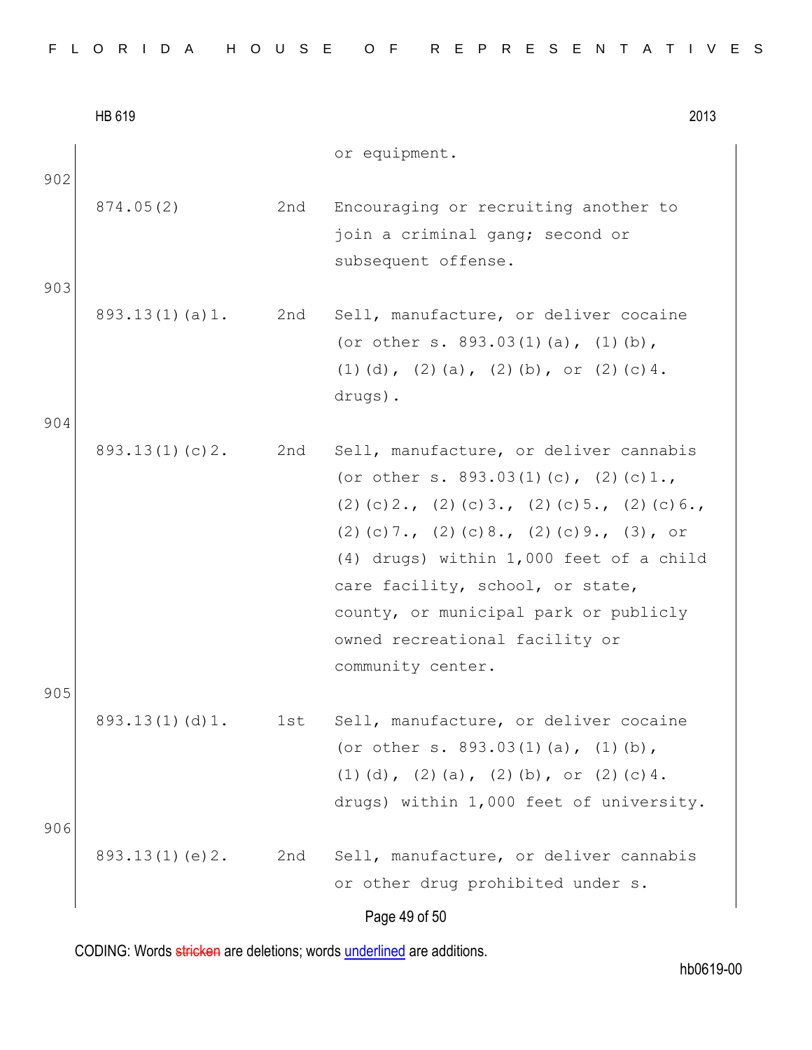| | | or equipment. |
|---|---|---|
| 874.05(2) | 2nd | Encouraging or recruiting another to join a criminal gang; second or subsequent offense. |
| 893.13(1)(a)1. | 2nd | Sell, manufacture, or deliver cocaine (or other s. 893.03(1)(a), (1)(b), (1)(d), (2)(a), (2)(b), or (2)(c)4. drugs). |
| 893.13(1)(c)2. | 2nd | Sell, manufacture, or deliver cannabis (or other s. 893.03(1)(c), (2)(c)1., (2)(c)2., (2)(c)3., (2)(c)5., (2)(c)6., (2)(c)7., (2)(c)8., (2)(c)9., (3), or (4) drugs) within 1,000 feet of a child care facility, school, or state, county, or municipal park or publicly owned recreational facility or community center. |
| 893.13(1)(d)1. | 1st | Sell, manufacture, or deliver cocaine (or other s. 893.03(1)(a), (1)(b), (1)(d), (2)(a), (2)(b), or (2)(c)4. drugs) within 1,000 feet of university. |
| 893.13(1)(e)2. | 2nd | Sell, manufacture, or deliver cannabis or other drug prohibited under s. |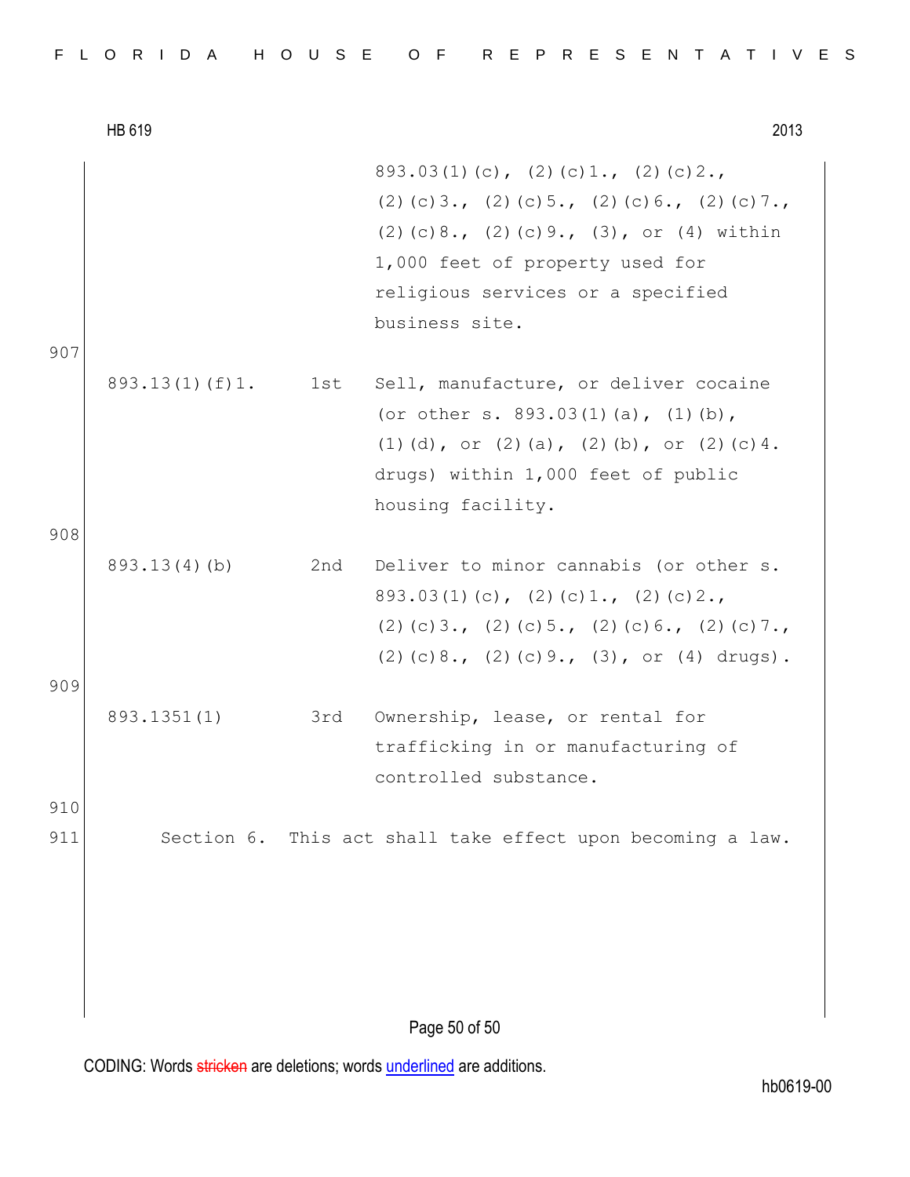| | | |
|---|---|---|
| | | 893.03(1)(c), (2)(c)1., (2)(c)2., (2)(c)3., (2)(c)5., (2)(c)6., (2)(c)7., (2)(c)8., (2)(c)9., (3), or (4) within 1,000 feet of property used for religious services or a specified business site. |
| 893.13(1)(f)1. | 1st | Sell, manufacture, or deliver cocaine (or other s. 893.03(1)(a), (1)(b), (1)(d), or (2)(a), (2)(b), or (2)(c)4. drugs) within 1,000 feet of public housing facility. |
| 893.13(4)(b) | 2nd | Deliver to minor cannabis (or other s. 893.03(1)(c), (2)(c)1., (2)(c)2., (2)(c)3., (2)(c)5., (2)(c)6., (2)(c)7., (2)(c)8., (2)(c)9., (3), or (4) drugs). |
| 893.1351(1) | 3rd | Ownership, lease, or rental for trafficking in or manufacturing of controlled substance. |

Section 6. This act shall take effect upon becoming a law.

CODING: Words ~~stricken~~ are deletions; words <u>underlined</u> are additions.

hb0619-00